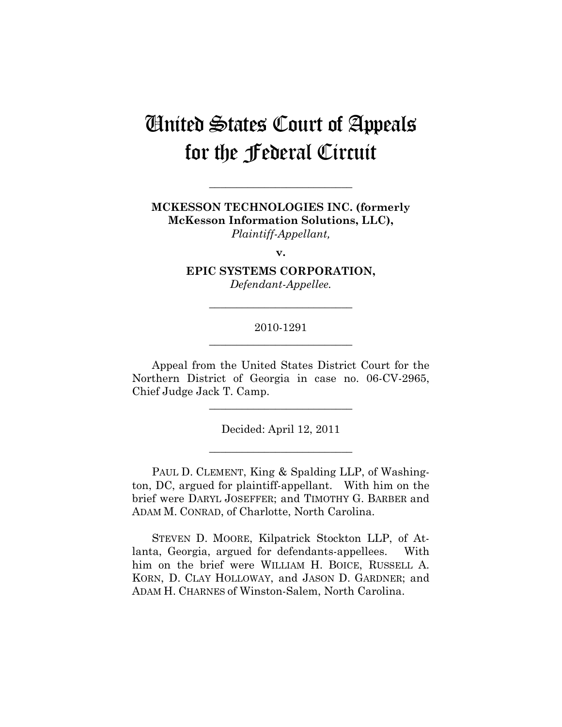# United States Court of Appeals for the Federal Circuit

---

**MCKESSON TECHNOLOGIES INC. (formerly McKesson Information Solutions, LLC),**
*Plaintiff-Appellant,*

**v.**

**EPIC SYSTEMS CORPORATION,**
*Defendant-Appellee.*

---

2010-1291

---

Appeal from the United States District Court for the Northern District of Georgia in case no. 06-CV-2965, Chief Judge Jack T. Camp.

---

Decided: April 12, 2011

---

PAUL D. CLEMENT, King & Spalding LLP, of Washington, DC, argued for plaintiff-appellant. With him on the brief were DARYL JOSEFFER; and TIMOTHY G. BARBER and ADAM M. CONRAD, of Charlotte, North Carolina.

STEVEN D. MOORE, Kilpatrick Stockton LLP, of Atlanta, Georgia, argued for defendants-appellees. With him on the brief were WILLIAM H. BOICE, RUSSELL A. KORN, D. CLAY HOLLOWAY, and JASON D. GARDNER; and ADAM H. CHARNES of Winston-Salem, North Carolina.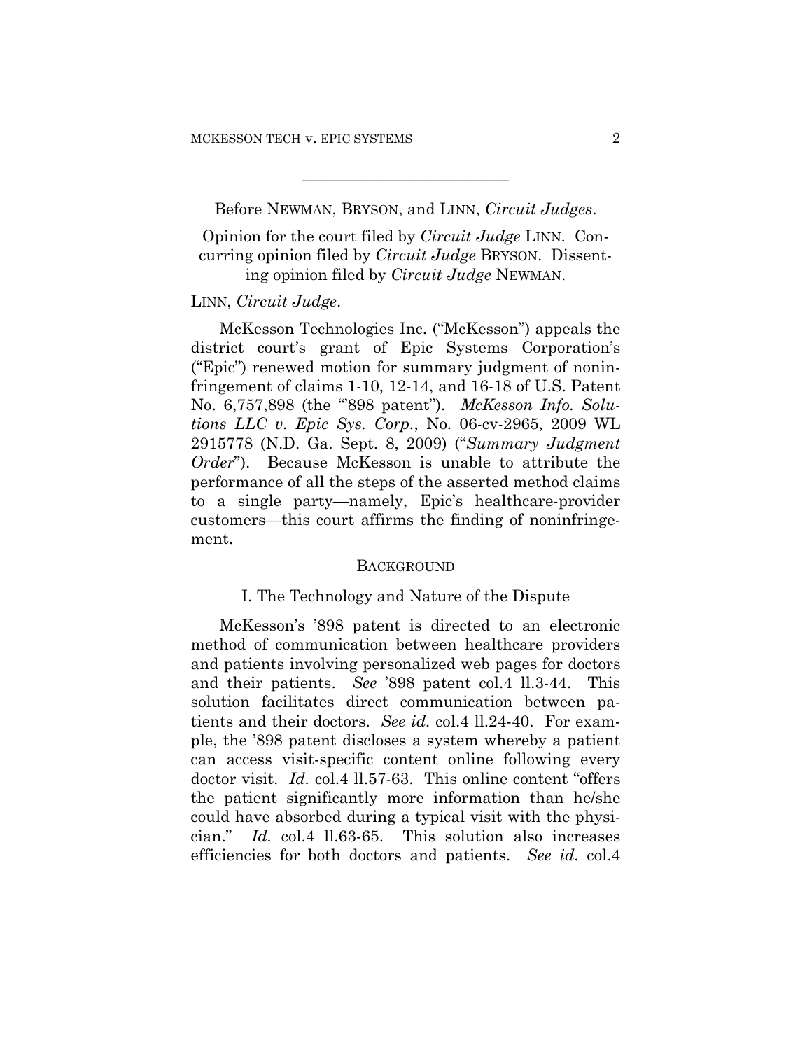---

Before NEWMAN, BRYSON, and LINN, *Circuit Judges*.

Opinion for the court filed by *Circuit Judge* LINN. Concurring opinion filed by *Circuit Judge* BRYSON. Dissenting opinion filed by *Circuit Judge* NEWMAN.

LINN, *Circuit Judge*.

McKesson Technologies Inc. ("McKesson") appeals the district court's grant of Epic Systems Corporation's ("Epic") renewed motion for summary judgment of noninfringement of claims 1-10, 12-14, and 16-18 of U.S. Patent No. 6,757,898 (the "'898 patent"). *McKesson Info. Solutions LLC v. Epic Sys. Corp.*, No. 06-cv-2965, 2009 WL 2915778 (N.D. Ga. Sept. 8, 2009) ("*Summary Judgment Order*"). Because McKesson is unable to attribute the performance of all the steps of the asserted method claims to a single party—namely, Epic's healthcare-provider customers—this court affirms the finding of noninfringement.

## BACKGROUND

### I. The Technology and Nature of the Dispute

McKesson's '898 patent is directed to an electronic method of communication between healthcare providers and patients involving personalized web pages for doctors and their patients. *See* '898 patent col.4 ll.3-44. This solution facilitates direct communication between patients and their doctors. *See id.* col.4 ll.24-40. For example, the '898 patent discloses a system whereby a patient can access visit-specific content online following every doctor visit. *Id.* col.4 ll.57-63. This online content "offers the patient significantly more information than he/she could have absorbed during a typical visit with the physician." *Id.* col.4 ll.63-65. This solution also increases efficiencies for both doctors and patients. *See id.* col.4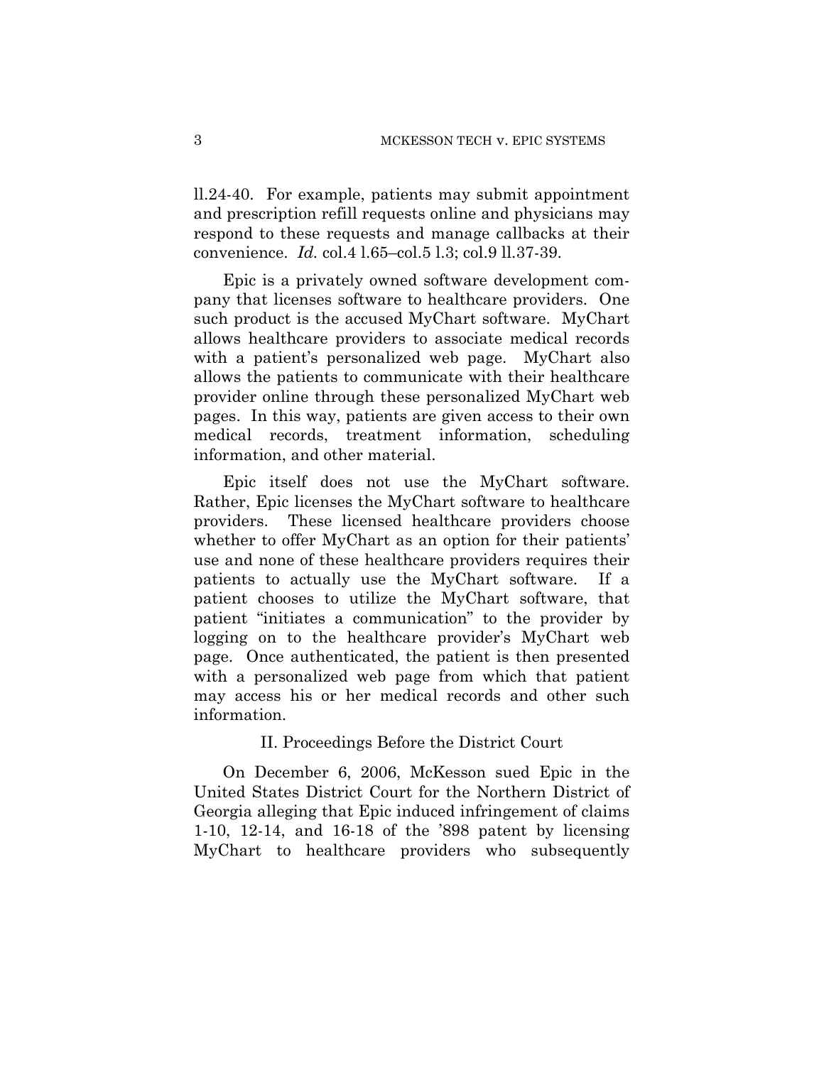ll.24-40. For example, patients may submit appointment and prescription refill requests online and physicians may respond to these requests and manage callbacks at their convenience. *Id.* col.4 l.65–col.5 l.3; col.9 ll.37-39.

Epic is a privately owned software development company that licenses software to healthcare providers. One such product is the accused MyChart software. MyChart allows healthcare providers to associate medical records with a patient's personalized web page. MyChart also allows the patients to communicate with their healthcare provider online through these personalized MyChart web pages. In this way, patients are given access to their own medical records, treatment information, scheduling information, and other material.

Epic itself does not use the MyChart software. Rather, Epic licenses the MyChart software to healthcare providers. These licensed healthcare providers choose whether to offer MyChart as an option for their patients' use and none of these healthcare providers requires their patients to actually use the MyChart software. If a patient chooses to utilize the MyChart software, that patient "initiates a communication" to the provider by logging on to the healthcare provider's MyChart web page. Once authenticated, the patient is then presented with a personalized web page from which that patient may access his or her medical records and other such information.

## II. Proceedings Before the District Court

On December 6, 2006, McKesson sued Epic in the United States District Court for the Northern District of Georgia alleging that Epic induced infringement of claims 1-10, 12-14, and 16-18 of the '898 patent by licensing MyChart to healthcare providers who subsequently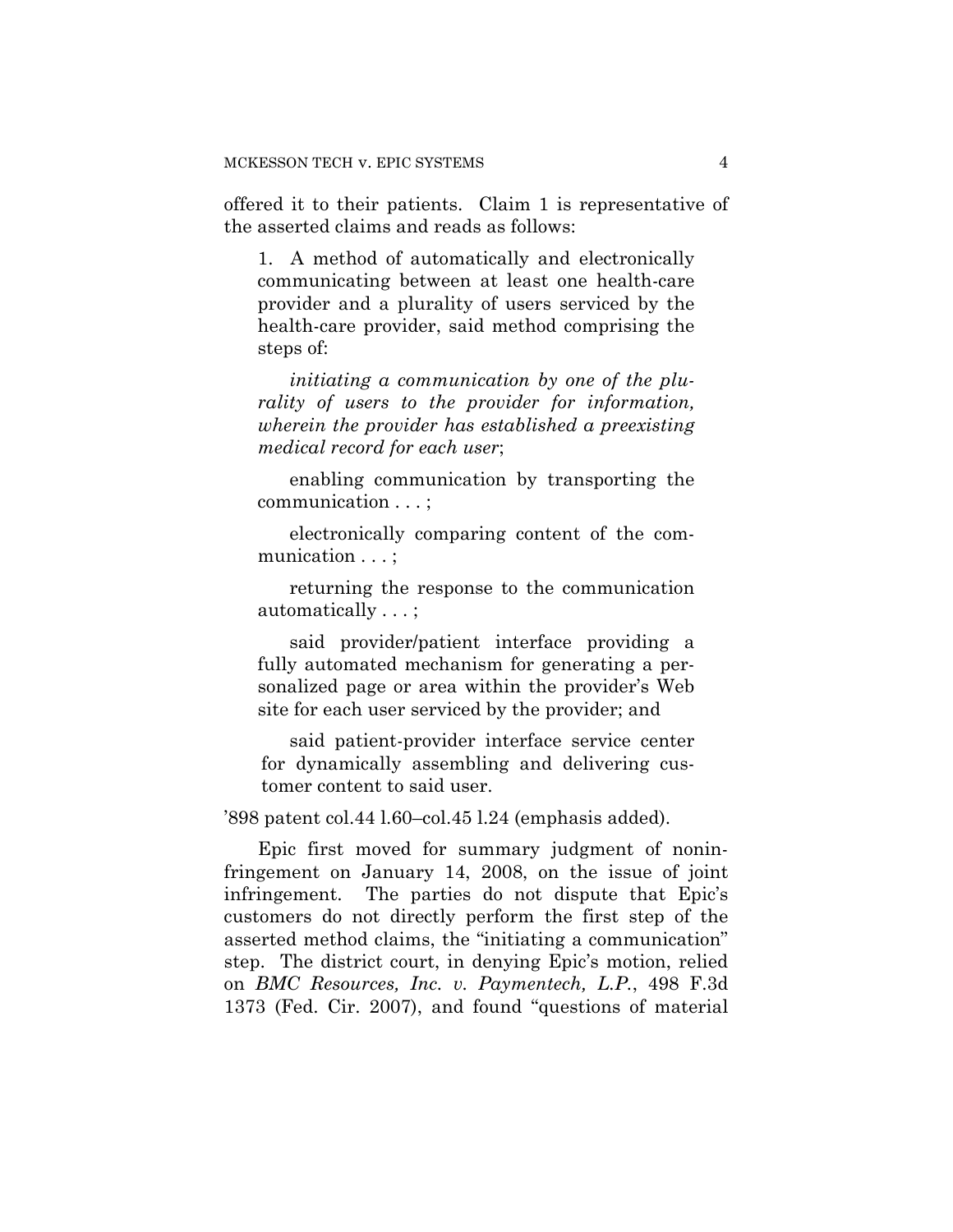offered it to their patients. Claim 1 is representative of the asserted claims and reads as follows:

> 1. A method of automatically and electronically communicating between at least one health-care provider and a plurality of users serviced by the health-care provider, said method comprising the steps of:
>
> *initiating a communication by one of the plurality of users to the provider for information, wherein the provider has established a preexisting medical record for each user*;
>
> enabling communication by transporting the communication . . . ;
>
> electronically comparing content of the communication . . . ;
>
> returning the response to the communication automatically . . . ;
>
> said provider/patient interface providing a fully automated mechanism for generating a personalized page or area within the provider's Web site for each user serviced by the provider; and
>
> said patient-provider interface service center for dynamically assembling and delivering customer content to said user.

'898 patent col.44 l.60–col.45 l.24 (emphasis added).

Epic first moved for summary judgment of noninfringement on January 14, 2008, on the issue of joint infringement. The parties do not dispute that Epic's customers do not directly perform the first step of the asserted method claims, the "initiating a communication" step. The district court, in denying Epic's motion, relied on *BMC Resources, Inc. v. Paymentech, L.P.*, 498 F.3d 1373 (Fed. Cir. 2007), and found "questions of material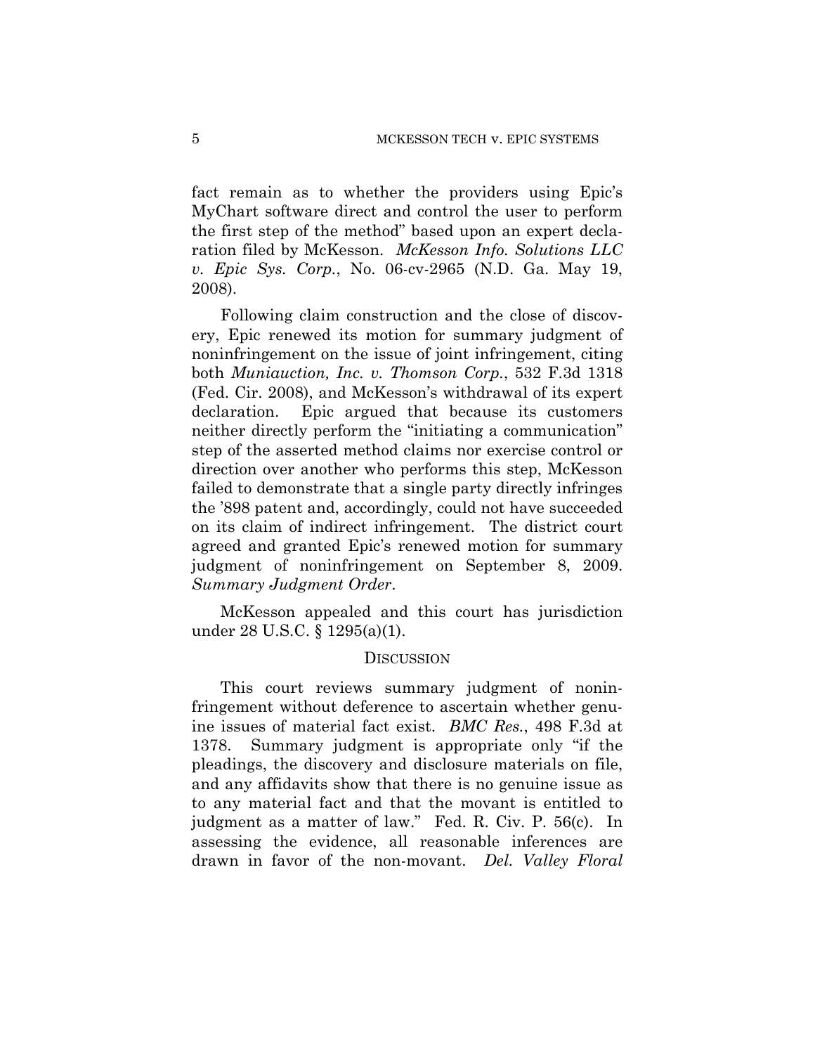fact remain as to whether the providers using Epic's MyChart software direct and control the user to perform the first step of the method" based upon an expert declaration filed by McKesson. *McKesson Info. Solutions LLC v. Epic Sys. Corp.*, No. 06-cv-2965 (N.D. Ga. May 19, 2008).

Following claim construction and the close of discovery, Epic renewed its motion for summary judgment of noninfringement on the issue of joint infringement, citing both *Muniauction, Inc. v. Thomson Corp.*, 532 F.3d 1318 (Fed. Cir. 2008), and McKesson's withdrawal of its expert declaration. Epic argued that because its customers neither directly perform the "initiating a communication" step of the asserted method claims nor exercise control or direction over another who performs this step, McKesson failed to demonstrate that a single party directly infringes the '898 patent and, accordingly, could not have succeeded on its claim of indirect infringement. The district court agreed and granted Epic's renewed motion for summary judgment of noninfringement on September 8, 2009. *Summary Judgment Order*.

McKesson appealed and this court has jurisdiction under 28 U.S.C. § 1295(a)(1).

## Discussion

This court reviews summary judgment of noninfringement without deference to ascertain whether genuine issues of material fact exist. *BMC Res.*, 498 F.3d at 1378. Summary judgment is appropriate only "if the pleadings, the discovery and disclosure materials on file, and any affidavits show that there is no genuine issue as to any material fact and that the movant is entitled to judgment as a matter of law." Fed. R. Civ. P. 56(c). In assessing the evidence, all reasonable inferences are drawn in favor of the non-movant. *Del. Valley Floral*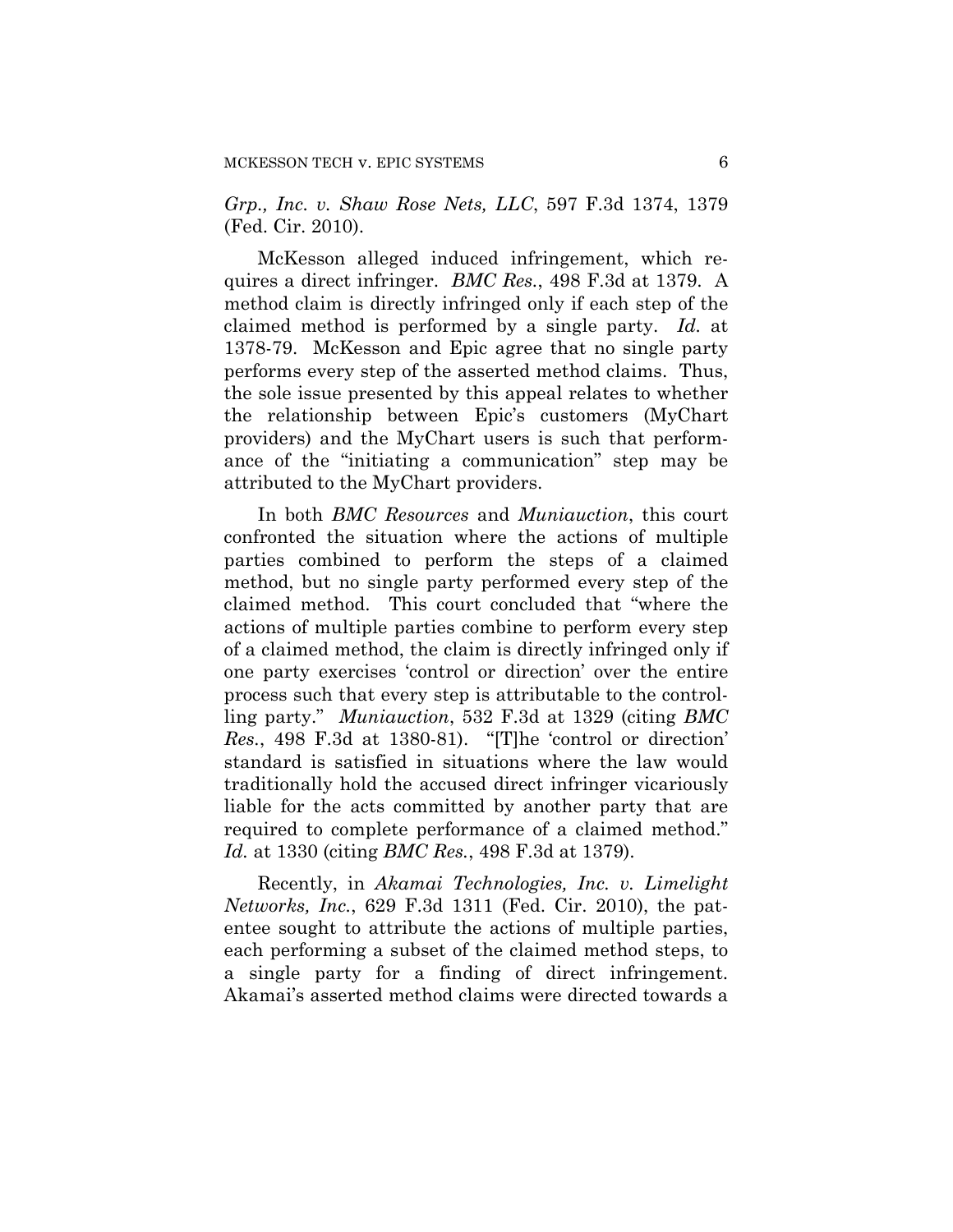*Grp., Inc. v. Shaw Rose Nets, LLC*, 597 F.3d 1374, 1379 (Fed. Cir. 2010).

McKesson alleged induced infringement, which requires a direct infringer. *BMC Res.*, 498 F.3d at 1379. A method claim is directly infringed only if each step of the claimed method is performed by a single party. *Id.* at 1378-79. McKesson and Epic agree that no single party performs every step of the asserted method claims. Thus, the sole issue presented by this appeal relates to whether the relationship between Epic's customers (MyChart providers) and the MyChart users is such that performance of the "initiating a communication" step may be attributed to the MyChart providers.

In both *BMC Resources* and *Muniauction*, this court confronted the situation where the actions of multiple parties combined to perform the steps of a claimed method, but no single party performed every step of the claimed method. This court concluded that "where the actions of multiple parties combine to perform every step of a claimed method, the claim is directly infringed only if one party exercises 'control or direction' over the entire process such that every step is attributable to the controlling party." *Muniauction*, 532 F.3d at 1329 (citing *BMC Res.*, 498 F.3d at 1380-81). "[T]he 'control or direction' standard is satisfied in situations where the law would traditionally hold the accused direct infringer vicariously liable for the acts committed by another party that are required to complete performance of a claimed method." *Id.* at 1330 (citing *BMC Res.*, 498 F.3d at 1379).

Recently, in *Akamai Technologies, Inc. v. Limelight Networks, Inc.*, 629 F.3d 1311 (Fed. Cir. 2010), the patentee sought to attribute the actions of multiple parties, each performing a subset of the claimed method steps, to a single party for a finding of direct infringement. Akamai's asserted method claims were directed towards a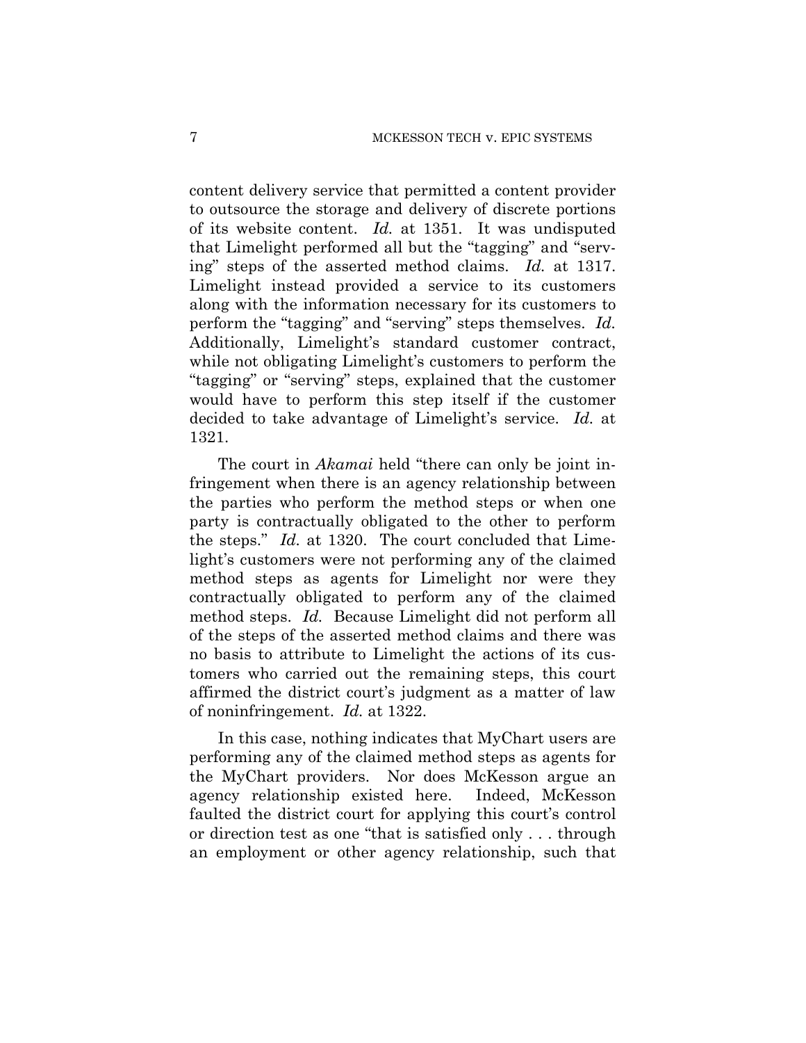content delivery service that permitted a content provider to outsource the storage and delivery of discrete portions of its website content. *Id.* at 1351. It was undisputed that Limelight performed all but the "tagging" and "serving" steps of the asserted method claims. *Id.* at 1317. Limelight instead provided a service to its customers along with the information necessary for its customers to perform the "tagging" and "serving" steps themselves. *Id.* Additionally, Limelight's standard customer contract, while not obligating Limelight's customers to perform the "tagging" or "serving" steps, explained that the customer would have to perform this step itself if the customer decided to take advantage of Limelight's service. *Id.* at 1321.

The court in *Akamai* held "there can only be joint infringement when there is an agency relationship between the parties who perform the method steps or when one party is contractually obligated to the other to perform the steps." *Id.* at 1320. The court concluded that Limelight's customers were not performing any of the claimed method steps as agents for Limelight nor were they contractually obligated to perform any of the claimed method steps. *Id.* Because Limelight did not perform all of the steps of the asserted method claims and there was no basis to attribute to Limelight the actions of its customers who carried out the remaining steps, this court affirmed the district court's judgment as a matter of law of noninfringement. *Id.* at 1322.

In this case, nothing indicates that MyChart users are performing any of the claimed method steps as agents for the MyChart providers. Nor does McKesson argue an agency relationship existed here. Indeed, McKesson faulted the district court for applying this court's control or direction test as one "that is satisfied only . . . through an employment or other agency relationship, such that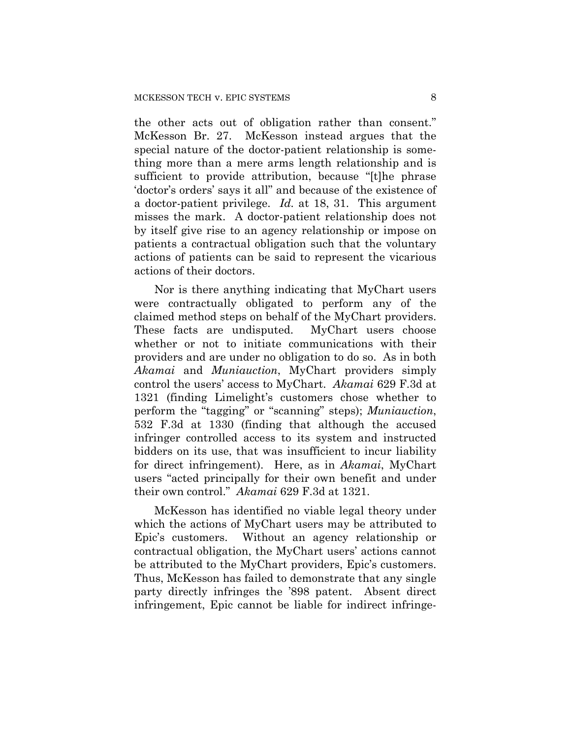the other acts out of obligation rather than consent." McKesson Br. 27. McKesson instead argues that the special nature of the doctor-patient relationship is something more than a mere arms length relationship and is sufficient to provide attribution, because "[t]he phrase 'doctor's orders' says it all" and because of the existence of a doctor-patient privilege. *Id.* at 18, 31. This argument misses the mark. A doctor-patient relationship does not by itself give rise to an agency relationship or impose on patients a contractual obligation such that the voluntary actions of patients can be said to represent the vicarious actions of their doctors.

Nor is there anything indicating that MyChart users were contractually obligated to perform any of the claimed method steps on behalf of the MyChart providers. These facts are undisputed. MyChart users choose whether or not to initiate communications with their providers and are under no obligation to do so. As in both *Akamai* and *Muniauction*, MyChart providers simply control the users' access to MyChart. *Akamai* 629 F.3d at 1321 (finding Limelight's customers chose whether to perform the "tagging" or "scanning" steps); *Muniauction*, 532 F.3d at 1330 (finding that although the accused infringer controlled access to its system and instructed bidders on its use, that was insufficient to incur liability for direct infringement). Here, as in *Akamai*, MyChart users "acted principally for their own benefit and under their own control." *Akamai* 629 F.3d at 1321.

McKesson has identified no viable legal theory under which the actions of MyChart users may be attributed to Epic's customers. Without an agency relationship or contractual obligation, the MyChart users' actions cannot be attributed to the MyChart providers, Epic's customers. Thus, McKesson has failed to demonstrate that any single party directly infringes the '898 patent. Absent direct infringement, Epic cannot be liable for indirect infringe-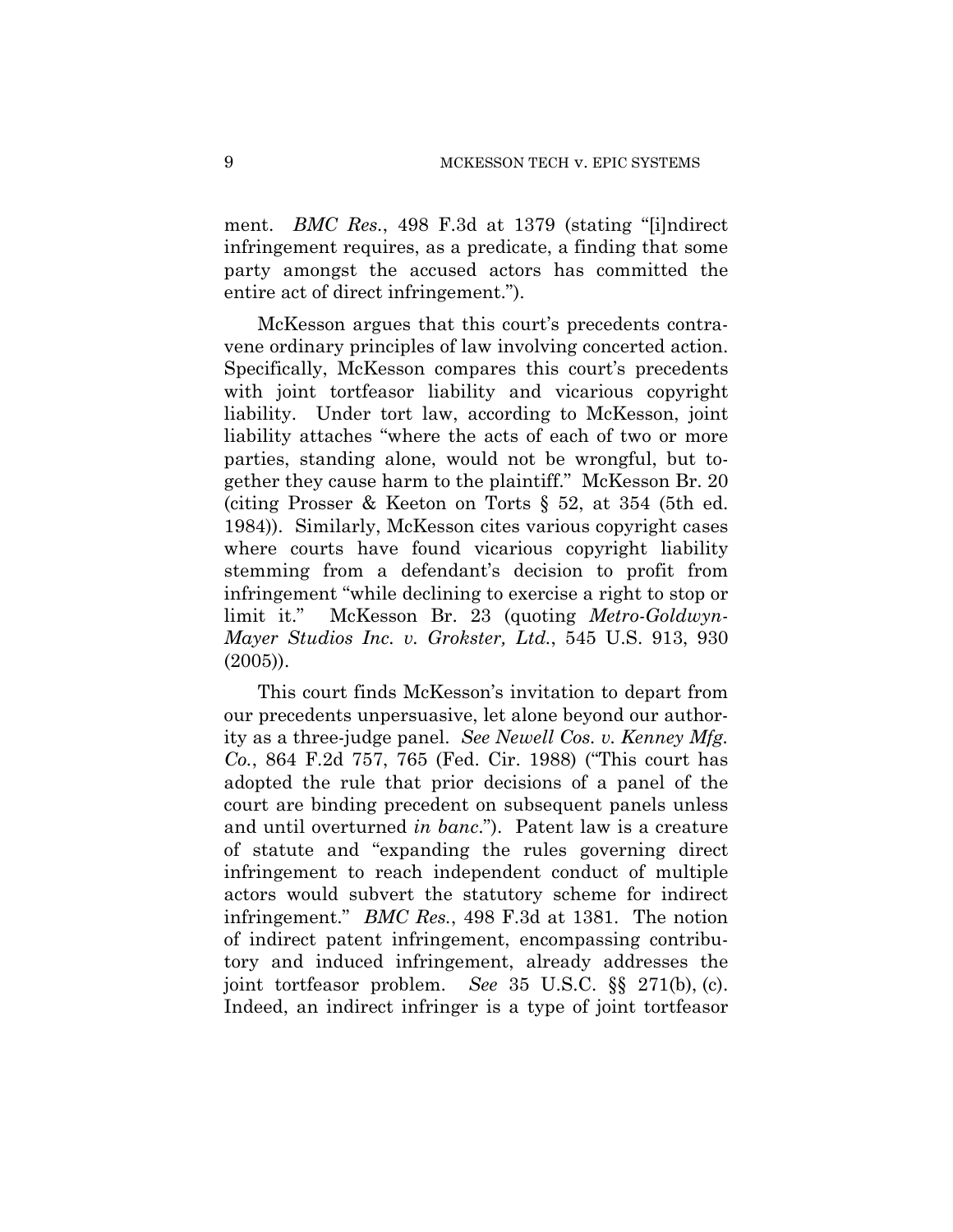ment. *BMC Res.*, 498 F.3d at 1379 (stating "[i]ndirect infringement requires, as a predicate, a finding that some party amongst the accused actors has committed the entire act of direct infringement.").

McKesson argues that this court's precedents contravene ordinary principles of law involving concerted action. Specifically, McKesson compares this court's precedents with joint tortfeasor liability and vicarious copyright liability. Under tort law, according to McKesson, joint liability attaches "where the acts of each of two or more parties, standing alone, would not be wrongful, but together they cause harm to the plaintiff." McKesson Br. 20 (citing Prosser & Keeton on Torts § 52, at 354 (5th ed. 1984)). Similarly, McKesson cites various copyright cases where courts have found vicarious copyright liability stemming from a defendant's decision to profit from infringement "while declining to exercise a right to stop or limit it." McKesson Br. 23 (quoting *Metro-Goldwyn-Mayer Studios Inc. v. Grokster, Ltd.*, 545 U.S. 913, 930 (2005)).

This court finds McKesson's invitation to depart from our precedents unpersuasive, let alone beyond our authority as a three-judge panel. *See Newell Cos. v. Kenney Mfg. Co.*, 864 F.2d 757, 765 (Fed. Cir. 1988) ("This court has adopted the rule that prior decisions of a panel of the court are binding precedent on subsequent panels unless and until overturned *in banc*."). Patent law is a creature of statute and "expanding the rules governing direct infringement to reach independent conduct of multiple actors would subvert the statutory scheme for indirect infringement." *BMC Res.*, 498 F.3d at 1381. The notion of indirect patent infringement, encompassing contributory and induced infringement, already addresses the joint tortfeasor problem. *See* 35 U.S.C. §§ 271(b), (c). Indeed, an indirect infringer is a type of joint tortfeasor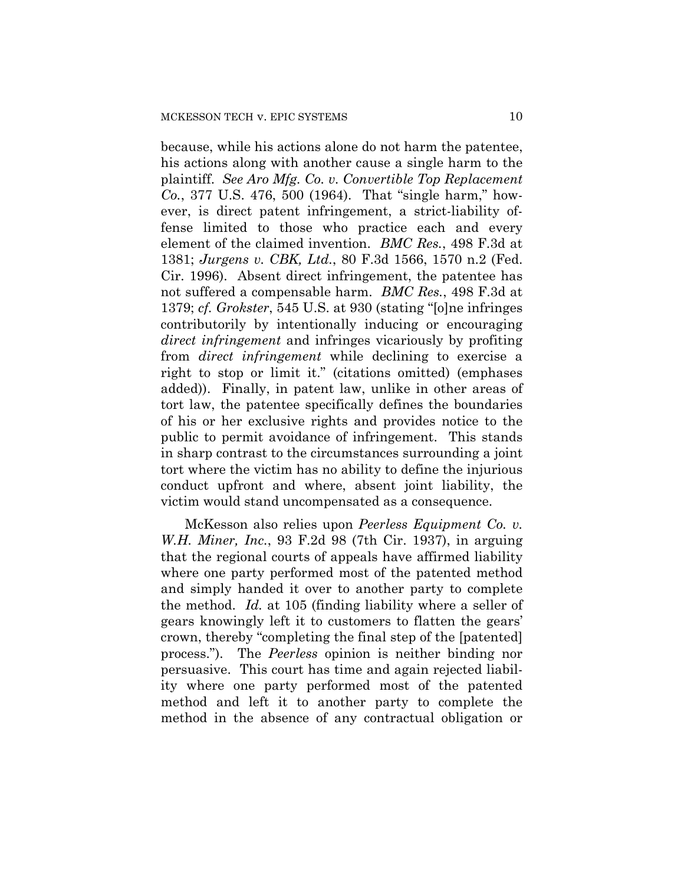because, while his actions alone do not harm the patentee, his actions along with another cause a single harm to the plaintiff. *See Aro Mfg. Co. v. Convertible Top Replacement Co.*, 377 U.S. 476, 500 (1964). That "single harm," however, is direct patent infringement, a strict-liability offense limited to those who practice each and every element of the claimed invention. *BMC Res.*, 498 F.3d at 1381; *Jurgens v. CBK, Ltd.*, 80 F.3d 1566, 1570 n.2 (Fed. Cir. 1996). Absent direct infringement, the patentee has not suffered a compensable harm. *BMC Res.*, 498 F.3d at 1379; *cf. Grokster*, 545 U.S. at 930 (stating "[o]ne infringes contributorily by intentionally inducing or encouraging *direct infringement* and infringes vicariously by profiting from *direct infringement* while declining to exercise a right to stop or limit it." (citations omitted) (emphases added)). Finally, in patent law, unlike in other areas of tort law, the patentee specifically defines the boundaries of his or her exclusive rights and provides notice to the public to permit avoidance of infringement. This stands in sharp contrast to the circumstances surrounding a joint tort where the victim has no ability to define the injurious conduct upfront and where, absent joint liability, the victim would stand uncompensated as a consequence.

McKesson also relies upon *Peerless Equipment Co. v. W.H. Miner, Inc.*, 93 F.2d 98 (7th Cir. 1937), in arguing that the regional courts of appeals have affirmed liability where one party performed most of the patented method and simply handed it over to another party to complete the method. *Id.* at 105 (finding liability where a seller of gears knowingly left it to customers to flatten the gears' crown, thereby "completing the final step of the [patented] process."). The *Peerless* opinion is neither binding nor persuasive. This court has time and again rejected liability where one party performed most of the patented method and left it to another party to complete the method in the absence of any contractual obligation or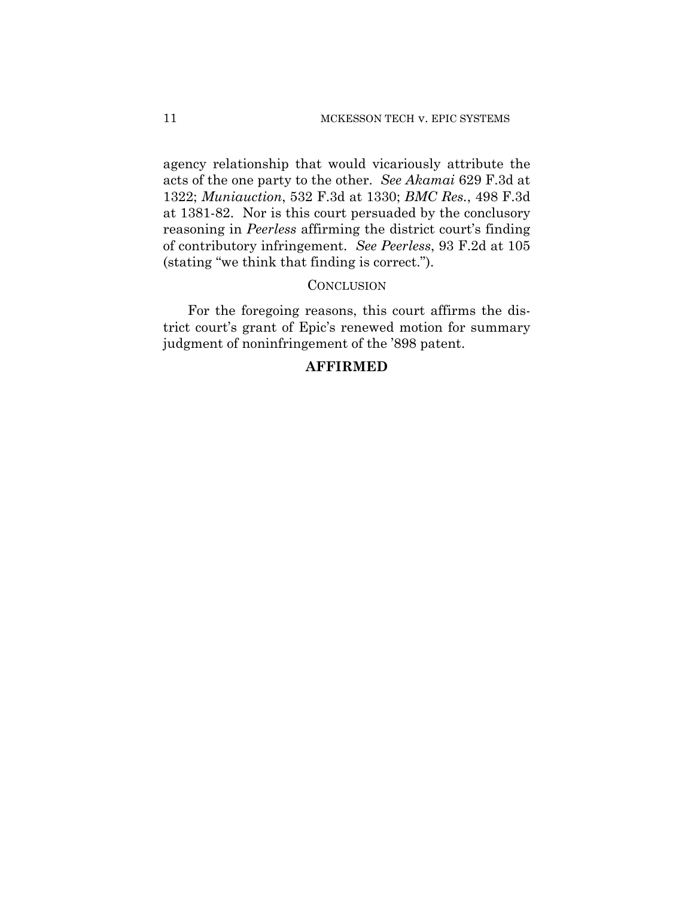agency relationship that would vicariously attribute the acts of the one party to the other. *See Akamai* 629 F.3d at 1322; *Muniauction*, 532 F.3d at 1330; *BMC Res.*, 498 F.3d at 1381-82. Nor is this court persuaded by the conclusory reasoning in *Peerless* affirming the district court's finding of contributory infringement. *See Peerless*, 93 F.2d at 105 (stating "we think that finding is correct.").

## CONCLUSION

For the foregoing reasons, this court affirms the district court's grant of Epic's renewed motion for summary judgment of noninfringement of the '898 patent.

**AFFIRMED**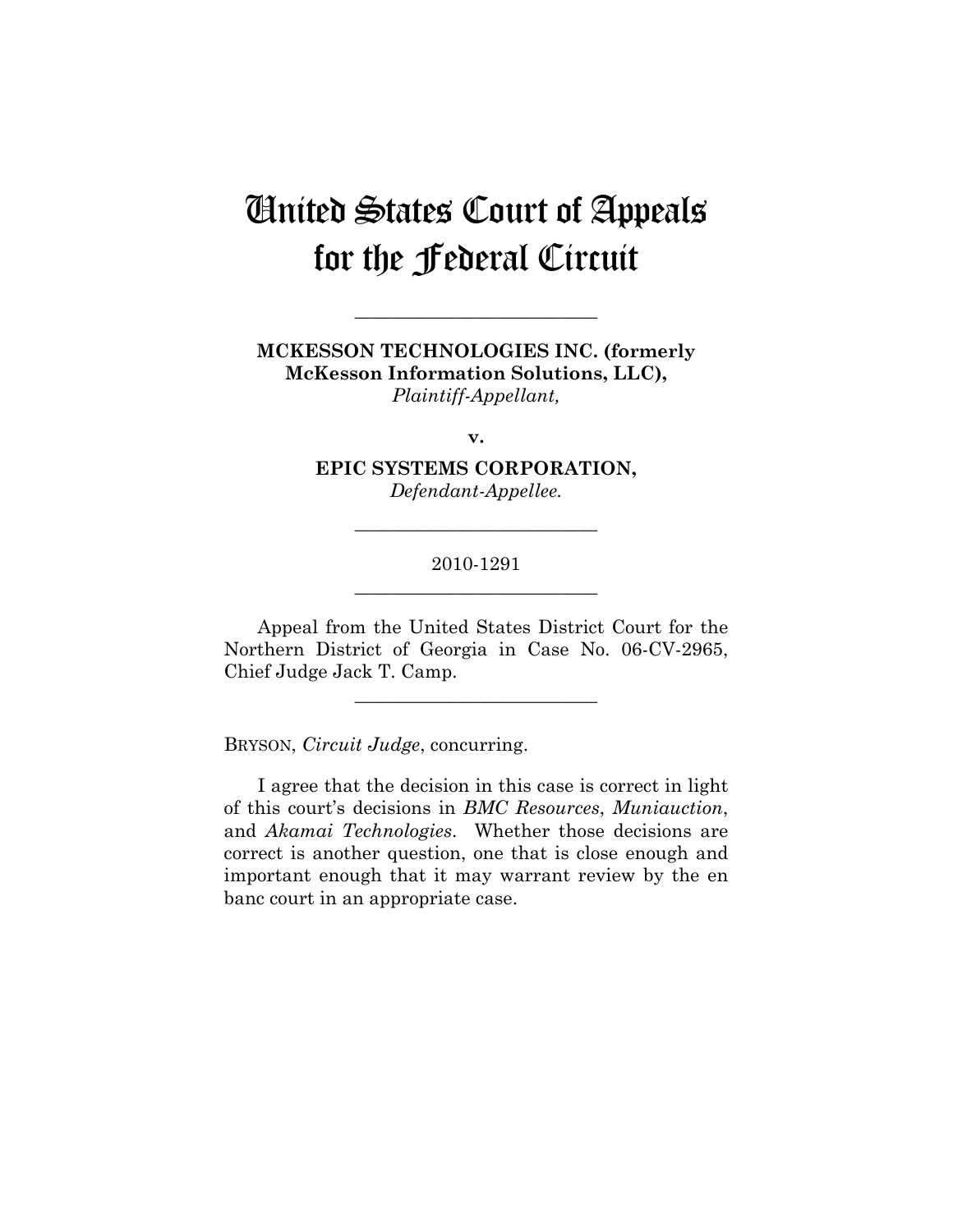# United States Court of Appeals for the Federal Circuit

---

**MCKESSON TECHNOLOGIES INC. (formerly McKesson Information Solutions, LLC),**
*Plaintiff-Appellant,*

**v.**

**EPIC SYSTEMS CORPORATION,**
*Defendant-Appellee.*

---

2010-1291

---

Appeal from the United States District Court for the Northern District of Georgia in Case No. 06-CV-2965, Chief Judge Jack T. Camp.

---

BRYSON, *Circuit Judge*, concurring.

I agree that the decision in this case is correct in light of this court's decisions in *BMC Resources*, *Muniauction*, and *Akamai Technologies*. Whether those decisions are correct is another question, one that is close enough and important enough that it may warrant review by the en banc court in an appropriate case.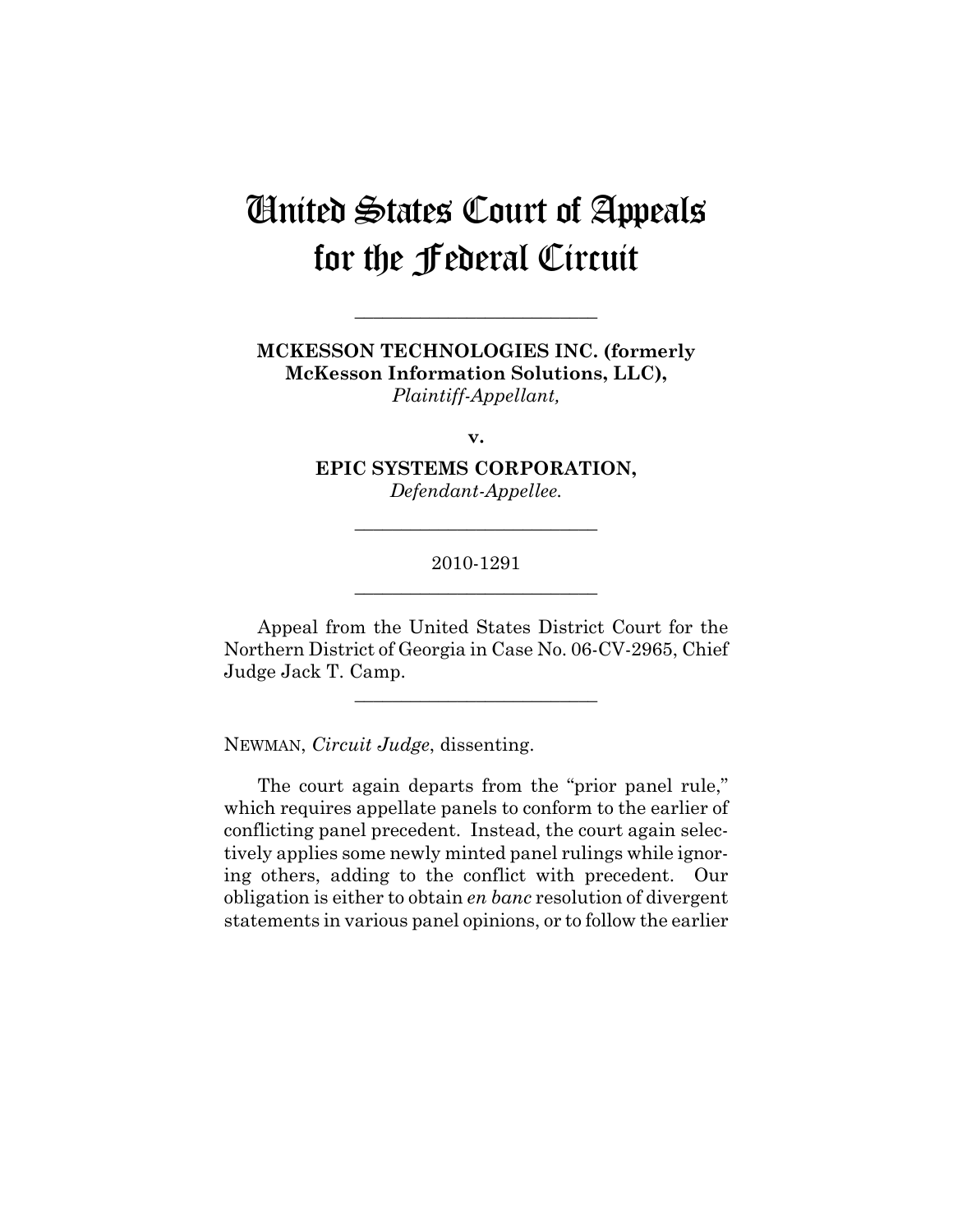# United States Court of Appeals for the Federal Circuit

---

**MCKESSON TECHNOLOGIES INC. (formerly McKesson Information Solutions, LLC),**
*Plaintiff-Appellant,*

**v.**

**EPIC SYSTEMS CORPORATION,**
*Defendant-Appellee.*

---

2010-1291

---

Appeal from the United States District Court for the Northern District of Georgia in Case No. 06-CV-2965, Chief Judge Jack T. Camp.

---

NEWMAN, *Circuit Judge*, dissenting.

The court again departs from the "prior panel rule," which requires appellate panels to conform to the earlier of conflicting panel precedent. Instead, the court again selectively applies some newly minted panel rulings while ignoring others, adding to the conflict with precedent. Our obligation is either to obtain *en banc* resolution of divergent statements in various panel opinions, or to follow the earlier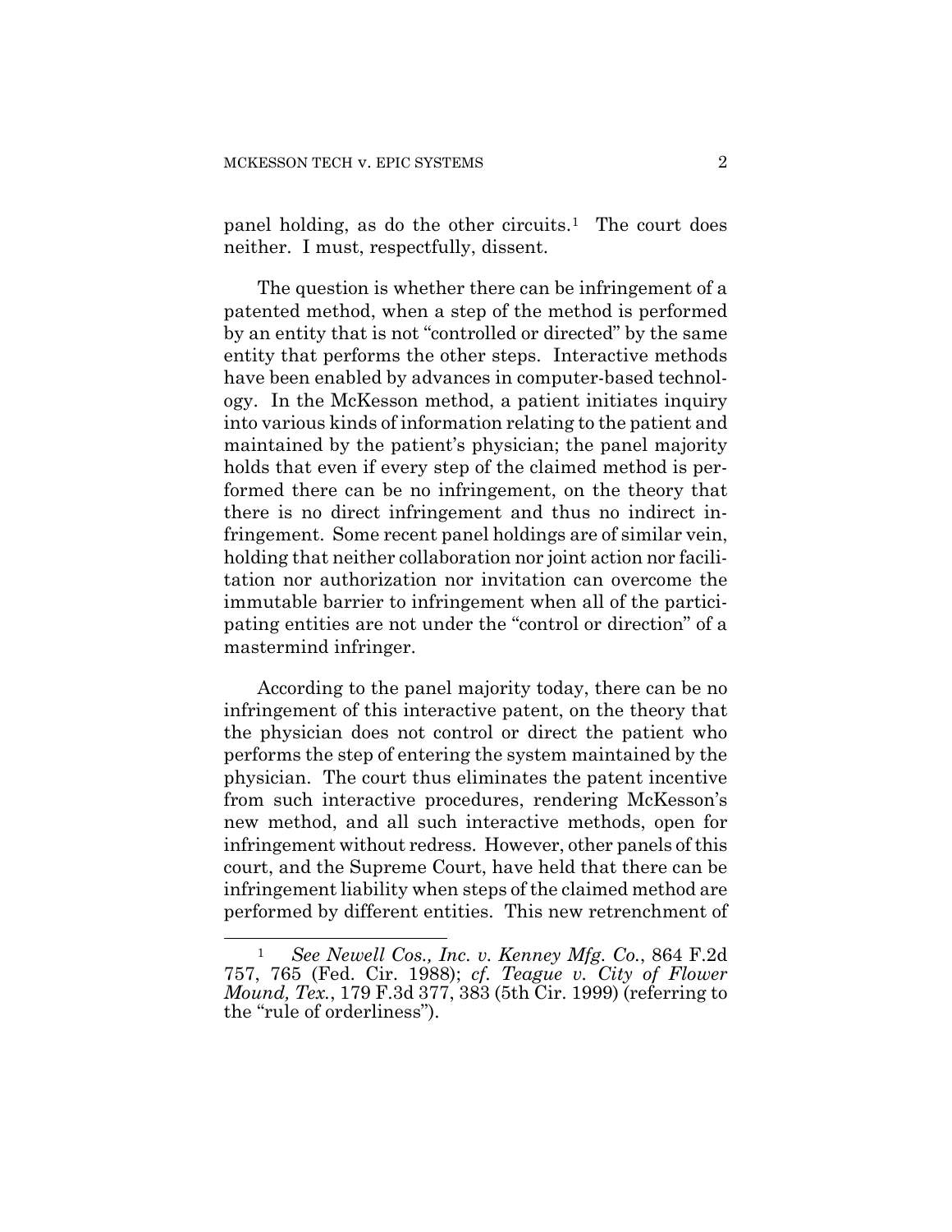panel holding, as do the other circuits.[1] The court does neither. I must, respectfully, dissent.

The question is whether there can be infringement of a patented method, when a step of the method is performed by an entity that is not "controlled or directed" by the same entity that performs the other steps. Interactive methods have been enabled by advances in computer-based technology. In the McKesson method, a patient initiates inquiry into various kinds of information relating to the patient and maintained by the patient's physician; the panel majority holds that even if every step of the claimed method is performed there can be no infringement, on the theory that there is no direct infringement and thus no indirect infringement. Some recent panel holdings are of similar vein, holding that neither collaboration nor joint action nor facilitation nor authorization nor invitation can overcome the immutable barrier to infringement when all of the participating entities are not under the "control or direction" of a mastermind infringer.

According to the panel majority today, there can be no infringement of this interactive patent, on the theory that the physician does not control or direct the patient who performs the step of entering the system maintained by the physician. The court thus eliminates the patent incentive from such interactive procedures, rendering McKesson's new method, and all such interactive methods, open for infringement without redress. However, other panels of this court, and the Supreme Court, have held that there can be infringement liability when steps of the claimed method are performed by different entities. This new retrenchment of

---

[1] *See Newell Cos., Inc. v. Kenney Mfg. Co.*, 864 F.2d 757, 765 (Fed. Cir. 1988); *cf. Teague v. City of Flower Mound, Tex.*, 179 F.3d 377, 383 (5th Cir. 1999) (referring to the "rule of orderliness").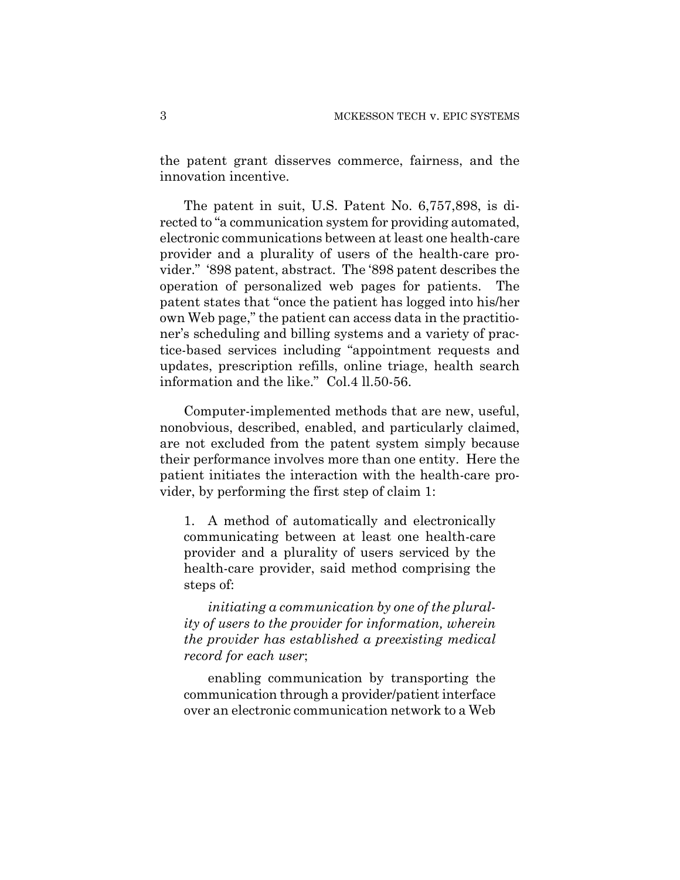the patent grant disserves commerce, fairness, and the innovation incentive.

The patent in suit, U.S. Patent No. 6,757,898, is directed to "a communication system for providing automated, electronic communications between at least one health-care provider and a plurality of users of the health-care provider." '898 patent, abstract. The '898 patent describes the operation of personalized web pages for patients. The patent states that "once the patient has logged into his/her own Web page," the patient can access data in the practitioner's scheduling and billing systems and a variety of practice-based services including "appointment requests and updates, prescription refills, online triage, health search information and the like." Col.4 ll.50-56.

Computer-implemented methods that are new, useful, nonobvious, described, enabled, and particularly claimed, are not excluded from the patent system simply because their performance involves more than one entity. Here the patient initiates the interaction with the health-care provider, by performing the first step of claim 1:

> 1. A method of automatically and electronically communicating between at least one health-care provider and a plurality of users serviced by the health-care provider, said method comprising the steps of:
>
> *initiating a communication by one of the plurality of users to the provider for information, wherein the provider has established a preexisting medical record for each user*;
>
> enabling communication by transporting the communication through a provider/patient interface over an electronic communication network to a Web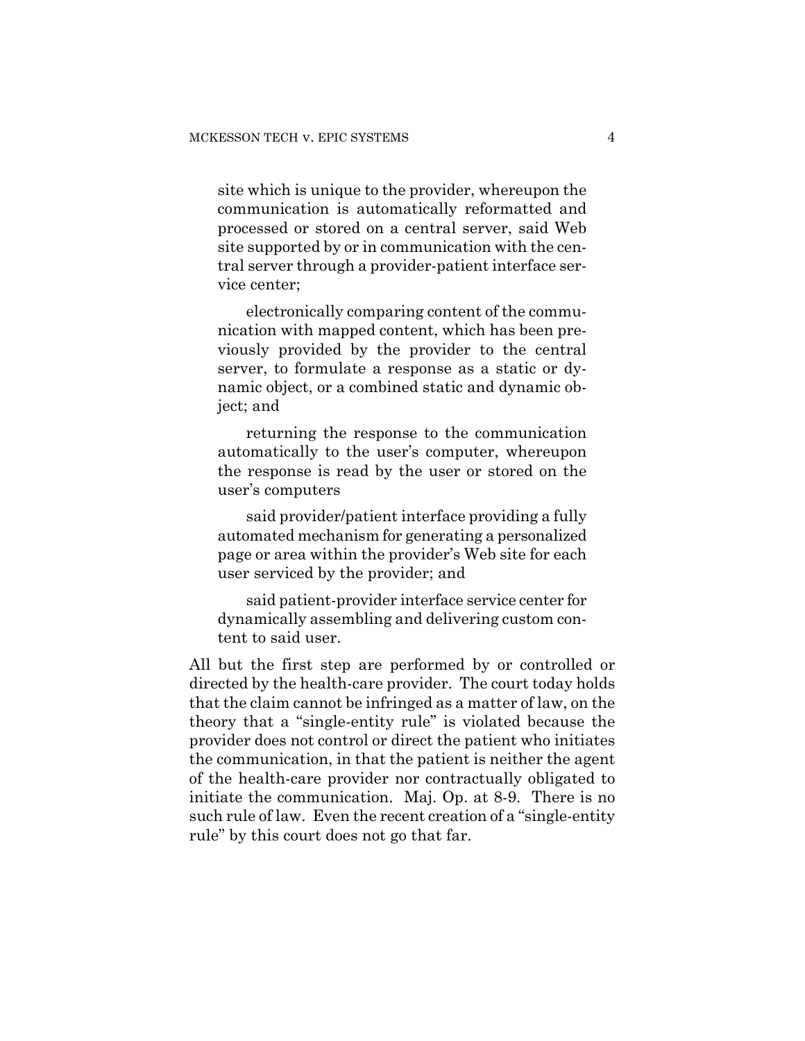> site which is unique to the provider, whereupon the communication is automatically reformatted and processed or stored on a central server, said Web site supported by or in communication with the central server through a provider-patient interface service center;
>
> electronically comparing content of the communication with mapped content, which has been previously provided by the provider to the central server, to formulate a response as a static or dynamic object, or a combined static and dynamic object; and
>
> returning the response to the communication automatically to the user's computer, whereupon the response is read by the user or stored on the user's computers
>
> said provider/patient interface providing a fully automated mechanism for generating a personalized page or area within the provider's Web site for each user serviced by the provider; and
>
> said patient-provider interface service center for dynamically assembling and delivering custom content to said user.

All but the first step are performed by or controlled or directed by the health-care provider. The court today holds that the claim cannot be infringed as a matter of law, on the theory that a "single-entity rule" is violated because the provider does not control or direct the patient who initiates the communication, in that the patient is neither the agent of the health-care provider nor contractually obligated to initiate the communication. Maj. Op. at 8-9. There is no such rule of law. Even the recent creation of a "single-entity rule" by this court does not go that far.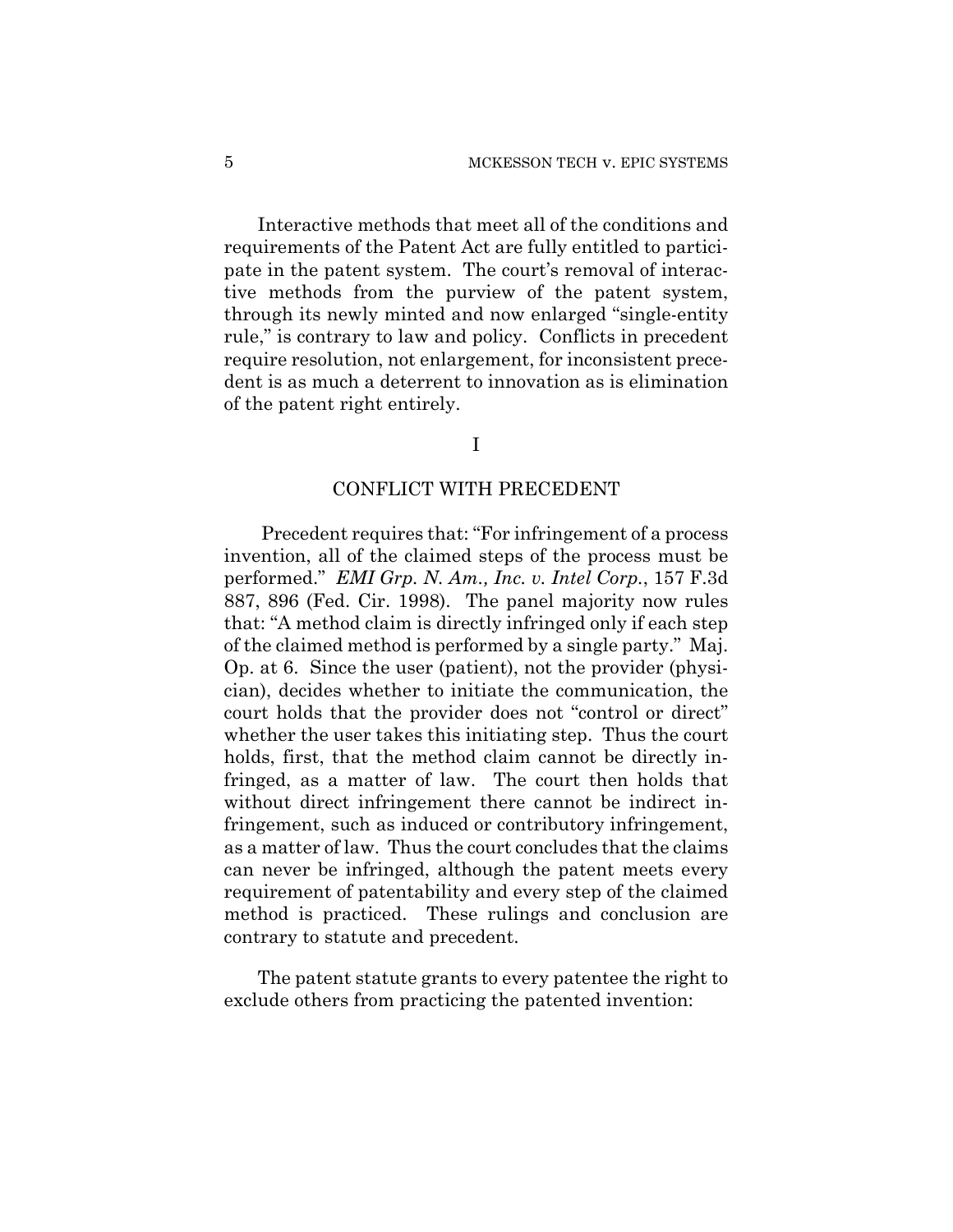Interactive methods that meet all of the conditions and requirements of the Patent Act are fully entitled to participate in the patent system. The court's removal of interactive methods from the purview of the patent system, through its newly minted and now enlarged "single-entity rule," is contrary to law and policy. Conflicts in precedent require resolution, not enlargement, for inconsistent precedent is as much a deterrent to innovation as is elimination of the patent right entirely.

## I

## CONFLICT WITH PRECEDENT

Precedent requires that: "For infringement of a process invention, all of the claimed steps of the process must be performed." *EMI Grp. N. Am., Inc. v. Intel Corp.*, 157 F.3d 887, 896 (Fed. Cir. 1998). The panel majority now rules that: "A method claim is directly infringed only if each step of the claimed method is performed by a single party." Maj. Op. at 6. Since the user (patient), not the provider (physician), decides whether to initiate the communication, the court holds that the provider does not "control or direct" whether the user takes this initiating step. Thus the court holds, first, that the method claim cannot be directly infringed, as a matter of law. The court then holds that without direct infringement there cannot be indirect infringement, such as induced or contributory infringement, as a matter of law. Thus the court concludes that the claims can never be infringed, although the patent meets every requirement of patentability and every step of the claimed method is practiced. These rulings and conclusion are contrary to statute and precedent.

The patent statute grants to every patentee the right to exclude others from practicing the patented invention: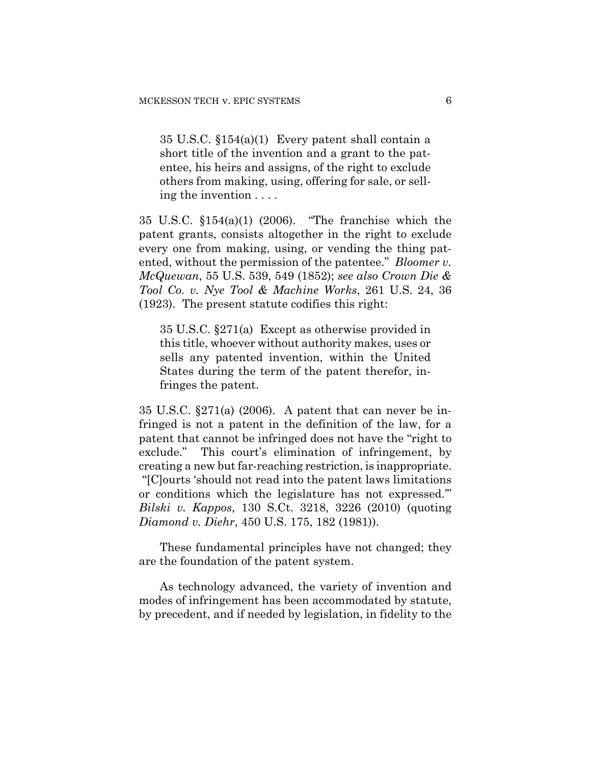> 35 U.S.C. §154(a)(1) Every patent shall contain a short title of the invention and a grant to the patentee, his heirs and assigns, of the right to exclude others from making, using, offering for sale, or selling the invention . . . .

35 U.S.C. §154(a)(1) (2006). "The franchise which the patent grants, consists altogether in the right to exclude every one from making, using, or vending the thing patented, without the permission of the patentee." *Bloomer v. McQuewan*, 55 U.S. 539, 549 (1852); *see also Crown Die & Tool Co. v. Nye Tool & Machine Works*, 261 U.S. 24, 36 (1923). The present statute codifies this right:

> 35 U.S.C. §271(a) Except as otherwise provided in this title, whoever without authority makes, uses or sells any patented invention, within the United States during the term of the patent therefor, infringes the patent.

35 U.S.C. §271(a) (2006). A patent that can never be infringed is not a patent in the definition of the law, for a patent that cannot be infringed does not have the "right to exclude." This court's elimination of infringement, by creating a new but far-reaching restriction, is inappropriate. "[C]ourts 'should not read into the patent laws limitations or conditions which the legislature has not expressed.'" *Bilski v. Kappos*, 130 S.Ct. 3218, 3226 (2010) (quoting *Diamond v. Diehr*, 450 U.S. 175, 182 (1981)).

These fundamental principles have not changed; they are the foundation of the patent system.

As technology advanced, the variety of invention and modes of infringement has been accommodated by statute, by precedent, and if needed by legislation, in fidelity to the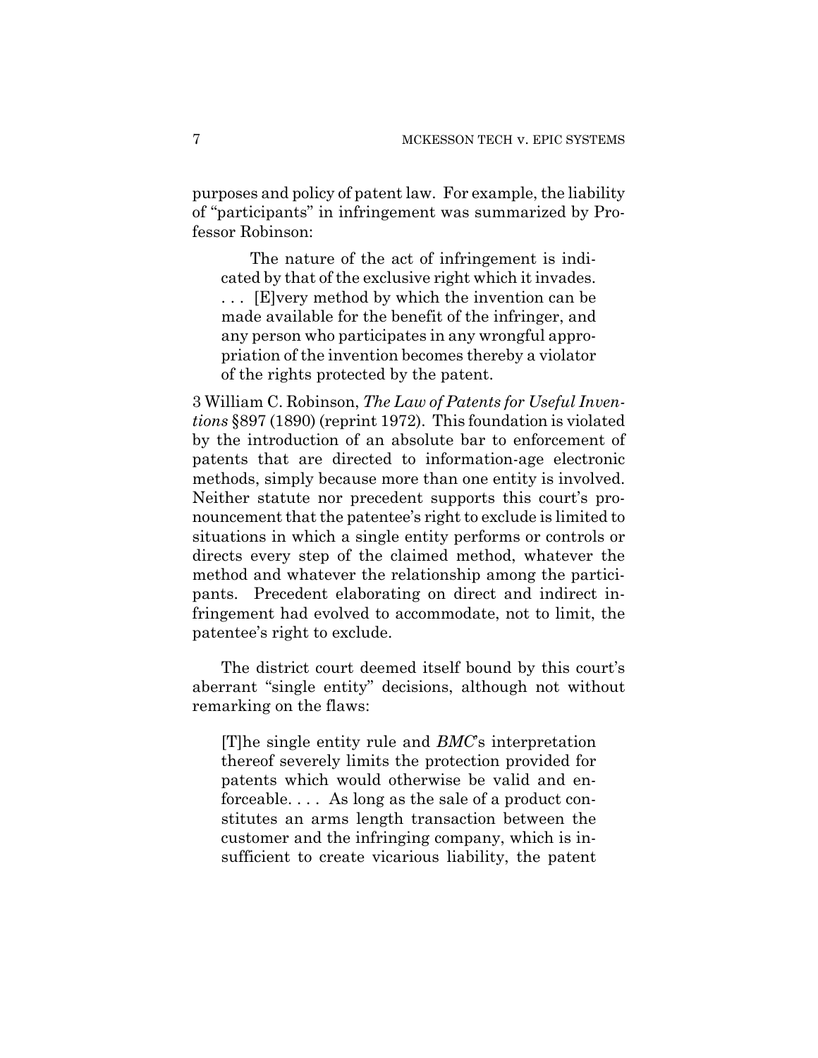purposes and policy of patent law. For example, the liability of "participants" in infringement was summarized by Professor Robinson:

> The nature of the act of infringement is indicated by that of the exclusive right which it invades. . . . [E]very method by which the invention can be made available for the benefit of the infringer, and any person who participates in any wrongful appropriation of the invention becomes thereby a violator of the rights protected by the patent.

3 William C. Robinson, *The Law of Patents for Useful Inventions* §897 (1890) (reprint 1972). This foundation is violated by the introduction of an absolute bar to enforcement of patents that are directed to information-age electronic methods, simply because more than one entity is involved. Neither statute nor precedent supports this court's pronouncement that the patentee's right to exclude is limited to situations in which a single entity performs or controls or directs every step of the claimed method, whatever the method and whatever the relationship among the participants. Precedent elaborating on direct and indirect infringement had evolved to accommodate, not to limit, the patentee's right to exclude.

The district court deemed itself bound by this court's aberrant "single entity" decisions, although not without remarking on the flaws:

> [T]he single entity rule and *BMC*'s interpretation thereof severely limits the protection provided for patents which would otherwise be valid and enforceable. . . . As long as the sale of a product constitutes an arms length transaction between the customer and the infringing company, which is insufficient to create vicarious liability, the patent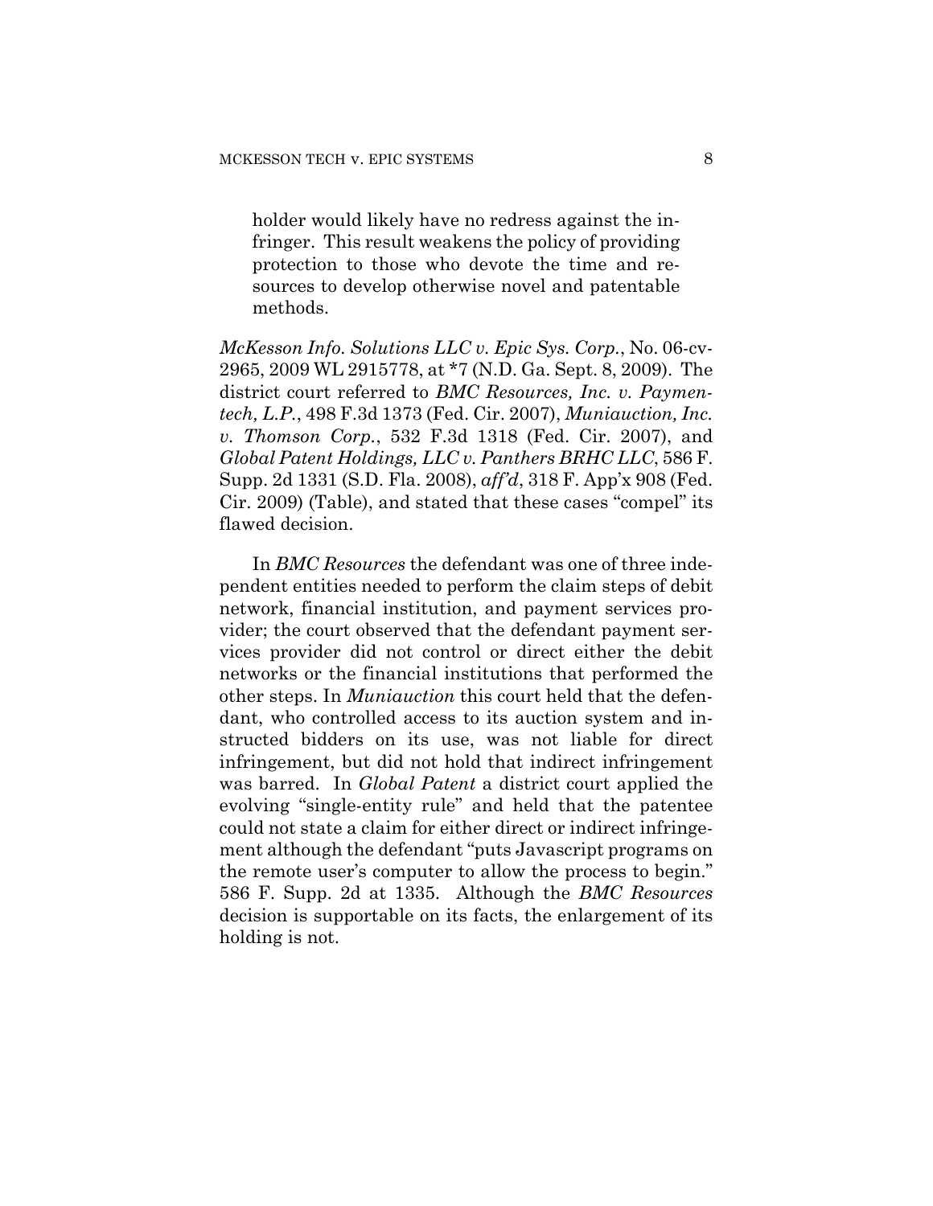> holder would likely have no redress against the infringer. This result weakens the policy of providing protection to those who devote the time and resources to develop otherwise novel and patentable methods.

*McKesson Info. Solutions LLC v. Epic Sys. Corp.*, No. 06-cv-2965, 2009 WL 2915778, at *7 (N.D. Ga. Sept. 8, 2009). The district court referred to *BMC Resources, Inc. v. Paymentech, L.P.*, 498 F.3d 1373 (Fed. Cir. 2007), *Muniauction, Inc. v. Thomson Corp.*, 532 F.3d 1318 (Fed. Cir. 2007), and *Global Patent Holdings, LLC v. Panthers BRHC LLC*, 586 F. Supp. 2d 1331 (S.D. Fla. 2008), *aff'd*, 318 F. App'x 908 (Fed. Cir. 2009) (Table), and stated that these cases "compel" its flawed decision.

In *BMC Resources* the defendant was one of three independent entities needed to perform the claim steps of debit network, financial institution, and payment services provider; the court observed that the defendant payment services provider did not control or direct either the debit networks or the financial institutions that performed the other steps. In *Muniauction* this court held that the defendant, who controlled access to its auction system and instructed bidders on its use, was not liable for direct infringement, but did not hold that indirect infringement was barred. In *Global Patent* a district court applied the evolving "single-entity rule" and held that the patentee could not state a claim for either direct or indirect infringement although the defendant "puts Javascript programs on the remote user's computer to allow the process to begin." 586 F. Supp. 2d at 1335. Although the *BMC Resources* decision is supportable on its facts, the enlargement of its holding is not.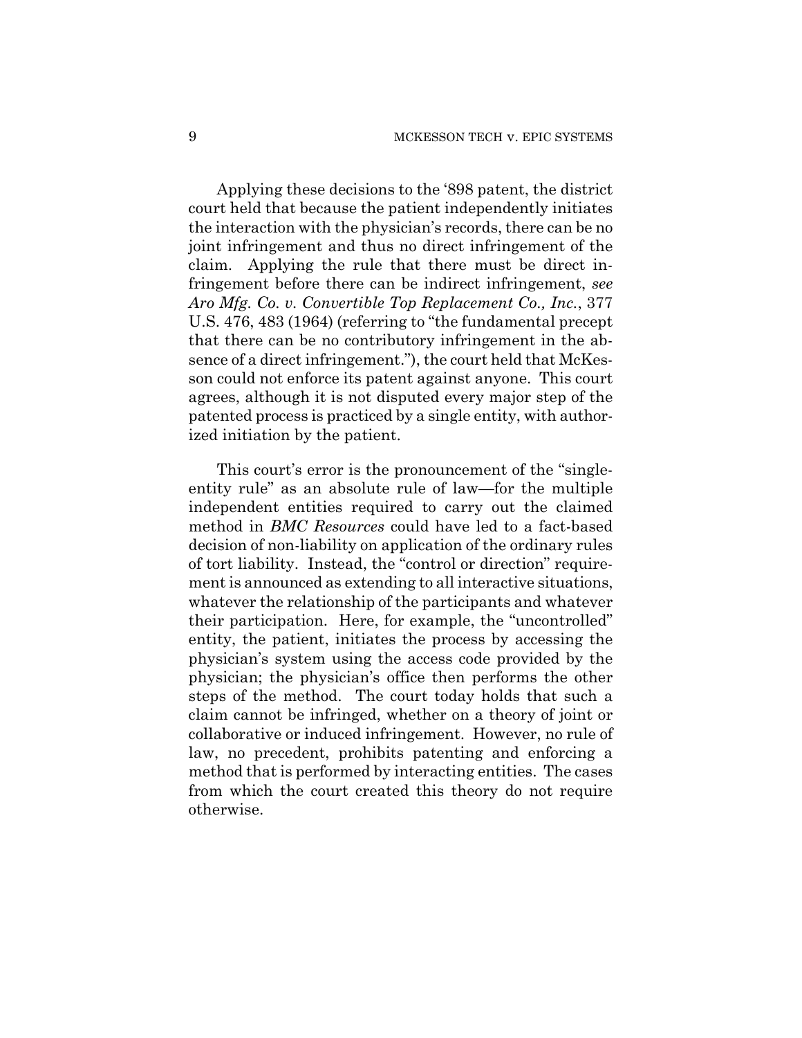Applying these decisions to the '898 patent, the district court held that because the patient independently initiates the interaction with the physician's records, there can be no joint infringement and thus no direct infringement of the claim. Applying the rule that there must be direct infringement before there can be indirect infringement, *see Aro Mfg. Co. v. Convertible Top Replacement Co., Inc.*, 377 U.S. 476, 483 (1964) (referring to "the fundamental precept that there can be no contributory infringement in the absence of a direct infringement."), the court held that McKesson could not enforce its patent against anyone. This court agrees, although it is not disputed every major step of the patented process is practiced by a single entity, with authorized initiation by the patient.

This court's error is the pronouncement of the "single-entity rule" as an absolute rule of law—for the multiple independent entities required to carry out the claimed method in *BMC Resources* could have led to a fact-based decision of non-liability on application of the ordinary rules of tort liability. Instead, the "control or direction" requirement is announced as extending to all interactive situations, whatever the relationship of the participants and whatever their participation. Here, for example, the "uncontrolled" entity, the patient, initiates the process by accessing the physician's system using the access code provided by the physician; the physician's office then performs the other steps of the method. The court today holds that such a claim cannot be infringed, whether on a theory of joint or collaborative or induced infringement. However, no rule of law, no precedent, prohibits patenting and enforcing a method that is performed by interacting entities. The cases from which the court created this theory do not require otherwise.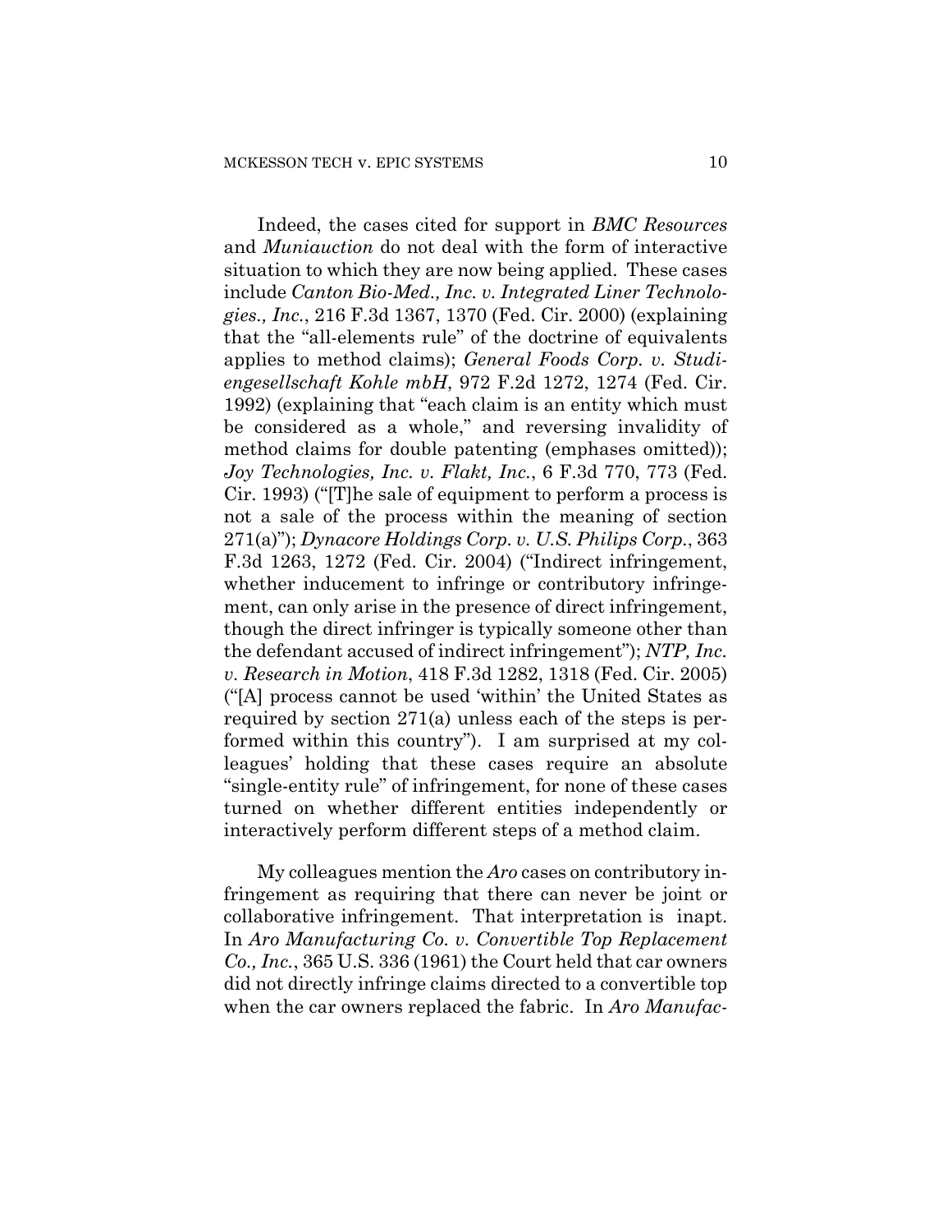Indeed, the cases cited for support in *BMC Resources* and *Muniauction* do not deal with the form of interactive situation to which they are now being applied. These cases include *Canton Bio-Med., Inc. v. Integrated Liner Technologies., Inc.*, 216 F.3d 1367, 1370 (Fed. Cir. 2000) (explaining that the "all-elements rule" of the doctrine of equivalents applies to method claims); *General Foods Corp. v. Studiengesellschaft Kohle mbH*, 972 F.2d 1272, 1274 (Fed. Cir. 1992) (explaining that "each claim is an entity which must be considered as a whole," and reversing invalidity of method claims for double patenting (emphases omitted)); *Joy Technologies, Inc. v. Flakt, Inc.*, 6 F.3d 770, 773 (Fed. Cir. 1993) ("[T]he sale of equipment to perform a process is not a sale of the process within the meaning of section 271(a)"); *Dynacore Holdings Corp. v. U.S. Philips Corp.*, 363 F.3d 1263, 1272 (Fed. Cir. 2004) ("Indirect infringement, whether inducement to infringe or contributory infringement, can only arise in the presence of direct infringement, though the direct infringer is typically someone other than the defendant accused of indirect infringement"); *NTP, Inc. v. Research in Motion*, 418 F.3d 1282, 1318 (Fed. Cir. 2005) ("[A] process cannot be used 'within' the United States as required by section 271(a) unless each of the steps is performed within this country"). I am surprised at my colleagues' holding that these cases require an absolute "single-entity rule" of infringement, for none of these cases turned on whether different entities independently or interactively perform different steps of a method claim.

My colleagues mention the *Aro* cases on contributory infringement as requiring that there can never be joint or collaborative infringement. That interpretation is inapt. In *Aro Manufacturing Co. v. Convertible Top Replacement Co., Inc.*, 365 U.S. 336 (1961) the Court held that car owners did not directly infringe claims directed to a convertible top when the car owners replaced the fabric. In *Aro Manufac-*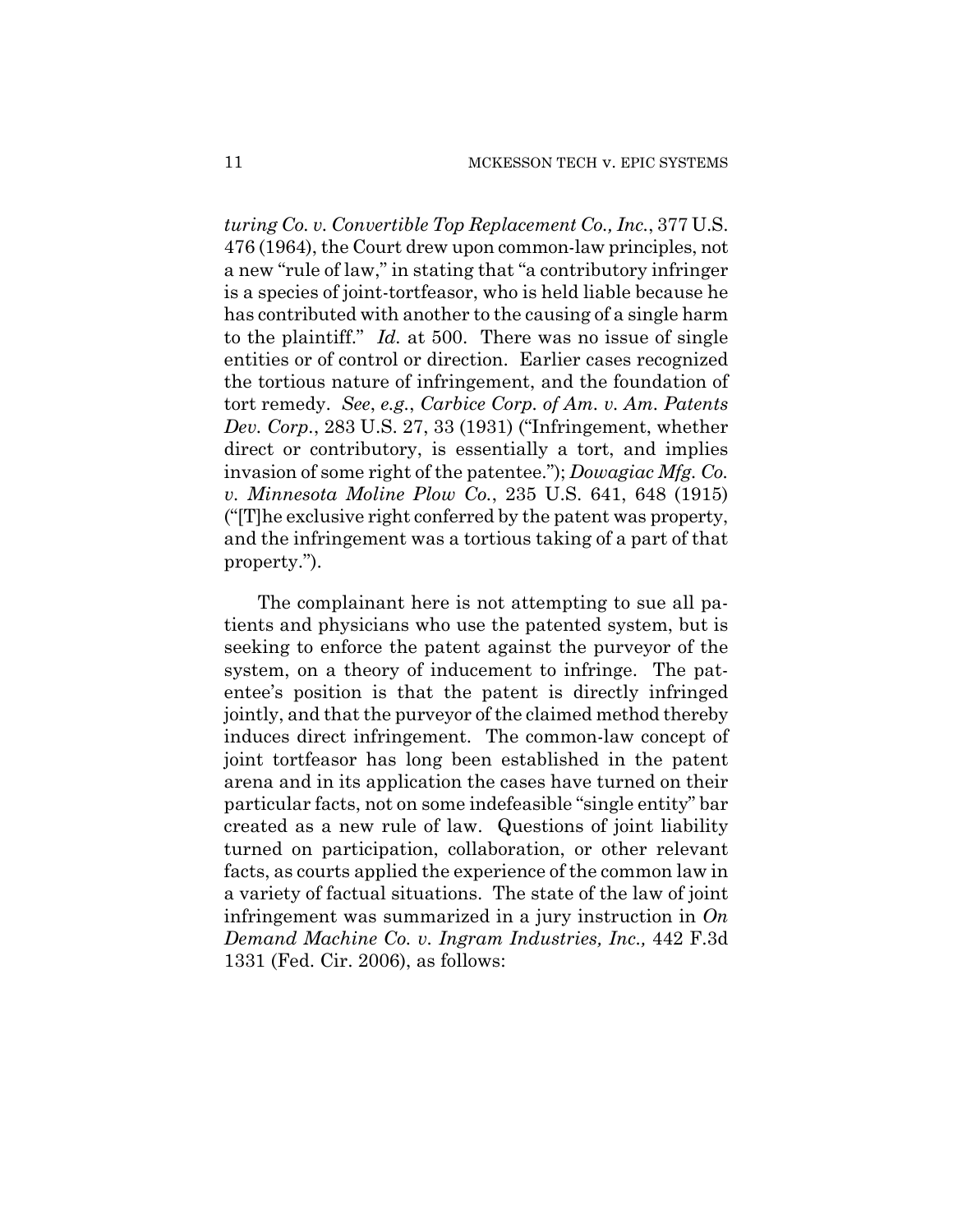*turing Co. v. Convertible Top Replacement Co., Inc.*, 377 U.S. 476 (1964), the Court drew upon common-law principles, not a new "rule of law," in stating that "a contributory infringer is a species of joint-tortfeasor, who is held liable because he has contributed with another to the causing of a single harm to the plaintiff." *Id.* at 500. There was no issue of single entities or of control or direction. Earlier cases recognized the tortious nature of infringement, and the foundation of tort remedy. *See*, *e.g.*, *Carbice Corp. of Am. v. Am. Patents Dev. Corp.*, 283 U.S. 27, 33 (1931) ("Infringement, whether direct or contributory, is essentially a tort, and implies invasion of some right of the patentee."); *Dowagiac Mfg. Co. v. Minnesota Moline Plow Co.*, 235 U.S. 641, 648 (1915) ("[T]he exclusive right conferred by the patent was property, and the infringement was a tortious taking of a part of that property.").

The complainant here is not attempting to sue all patients and physicians who use the patented system, but is seeking to enforce the patent against the purveyor of the system, on a theory of inducement to infringe. The patentee's position is that the patent is directly infringed jointly, and that the purveyor of the claimed method thereby induces direct infringement. The common-law concept of joint tortfeasor has long been established in the patent arena and in its application the cases have turned on their particular facts, not on some indefeasible "single entity" bar created as a new rule of law. Questions of joint liability turned on participation, collaboration, or other relevant facts, as courts applied the experience of the common law in a variety of factual situations. The state of the law of joint infringement was summarized in a jury instruction in *On Demand Machine Co. v. Ingram Industries, Inc.,* 442 F.3d 1331 (Fed. Cir. 2006), as follows: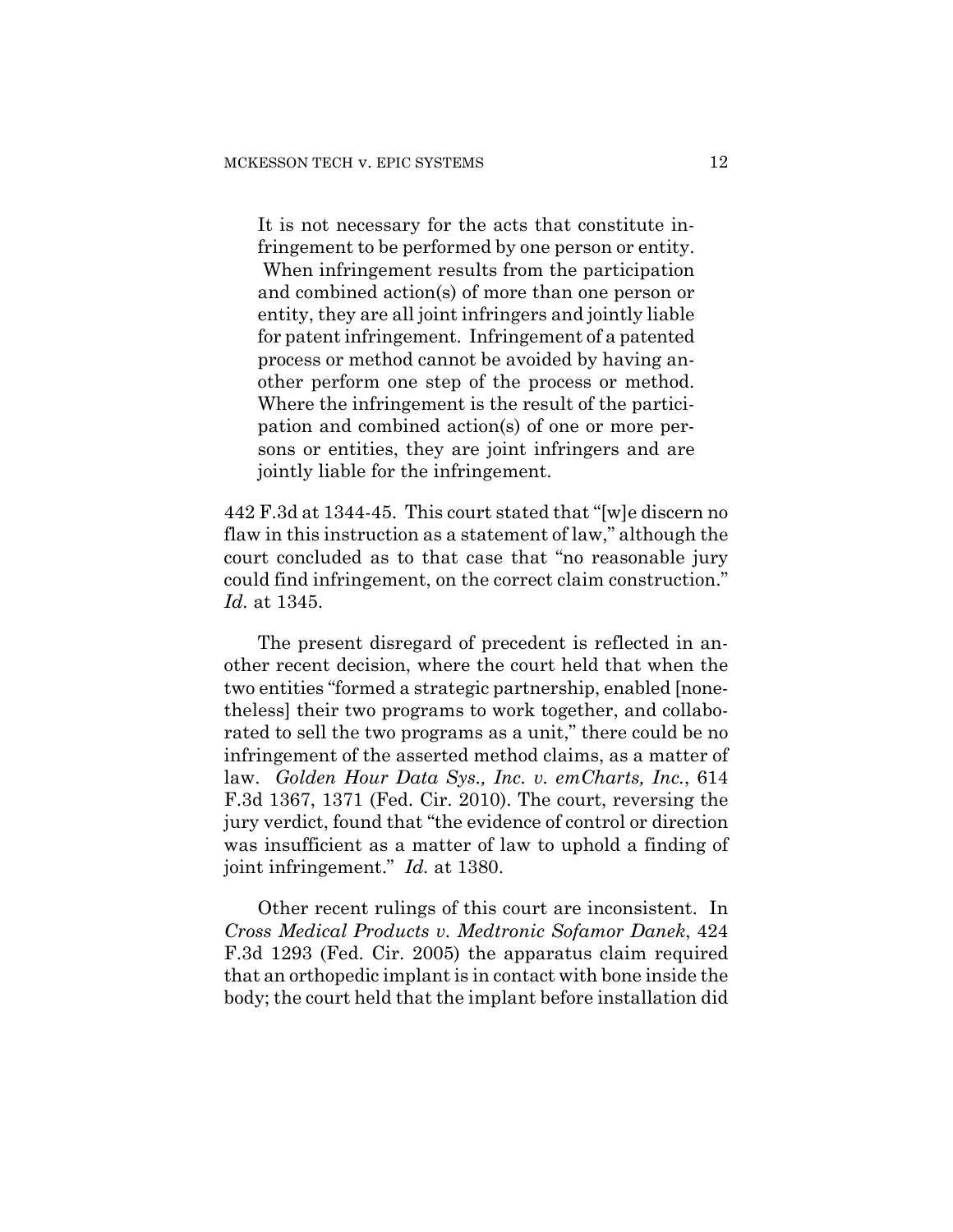> It is not necessary for the acts that constitute infringement to be performed by one person or entity. When infringement results from the participation and combined action(s) of more than one person or entity, they are all joint infringers and jointly liable for patent infringement. Infringement of a patented process or method cannot be avoided by having another perform one step of the process or method. Where the infringement is the result of the participation and combined action(s) of one or more persons or entities, they are joint infringers and are jointly liable for the infringement.

442 F.3d at 1344-45. This court stated that "[w]e discern no flaw in this instruction as a statement of law," although the court concluded as to that case that "no reasonable jury could find infringement, on the correct claim construction." *Id.* at 1345.

The present disregard of precedent is reflected in another recent decision, where the court held that when the two entities "formed a strategic partnership, enabled [nonetheless] their two programs to work together, and collaborated to sell the two programs as a unit," there could be no infringement of the asserted method claims, as a matter of law. *Golden Hour Data Sys., Inc. v. emCharts, Inc.*, 614 F.3d 1367, 1371 (Fed. Cir. 2010). The court, reversing the jury verdict, found that "the evidence of control or direction was insufficient as a matter of law to uphold a finding of joint infringement." *Id.* at 1380.

Other recent rulings of this court are inconsistent. In *Cross Medical Products v. Medtronic Sofamor Danek*, 424 F.3d 1293 (Fed. Cir. 2005) the apparatus claim required that an orthopedic implant is in contact with bone inside the body; the court held that the implant before installation did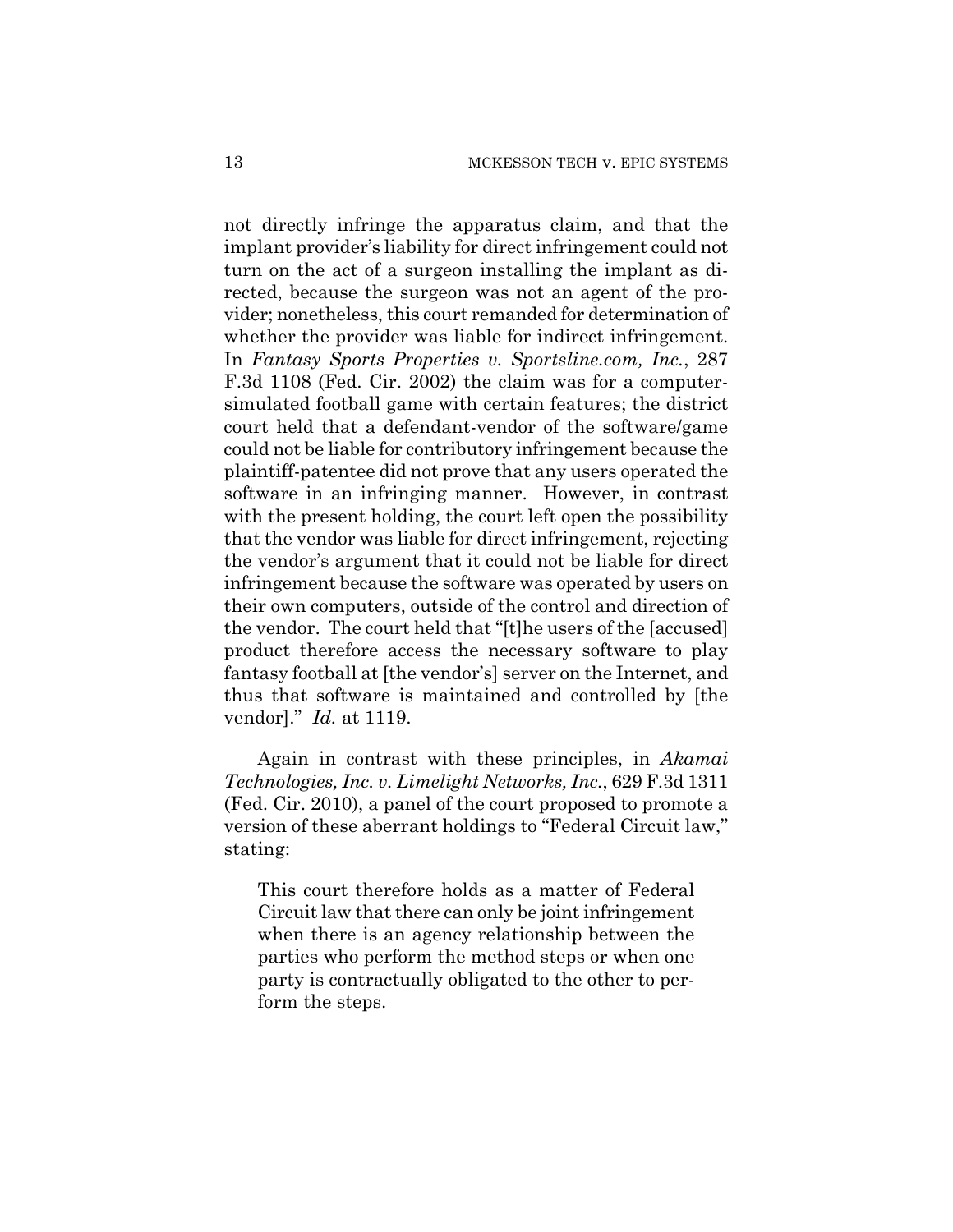not directly infringe the apparatus claim, and that the implant provider's liability for direct infringement could not turn on the act of a surgeon installing the implant as directed, because the surgeon was not an agent of the provider; nonetheless, this court remanded for determination of whether the provider was liable for indirect infringement. In *Fantasy Sports Properties v. Sportsline.com, Inc.*, 287 F.3d 1108 (Fed. Cir. 2002) the claim was for a computer-simulated football game with certain features; the district court held that a defendant-vendor of the software/game could not be liable for contributory infringement because the plaintiff-patentee did not prove that any users operated the software in an infringing manner. However, in contrast with the present holding, the court left open the possibility that the vendor was liable for direct infringement, rejecting the vendor's argument that it could not be liable for direct infringement because the software was operated by users on their own computers, outside of the control and direction of the vendor. The court held that "[t]he users of the [accused] product therefore access the necessary software to play fantasy football at [the vendor's] server on the Internet, and thus that software is maintained and controlled by [the vendor]." *Id.* at 1119.

Again in contrast with these principles, in *Akamai Technologies, Inc. v. Limelight Networks, Inc.*, 629 F.3d 1311 (Fed. Cir. 2010), a panel of the court proposed to promote a version of these aberrant holdings to "Federal Circuit law," stating:

> This court therefore holds as a matter of Federal Circuit law that there can only be joint infringement when there is an agency relationship between the parties who perform the method steps or when one party is contractually obligated to the other to perform the steps.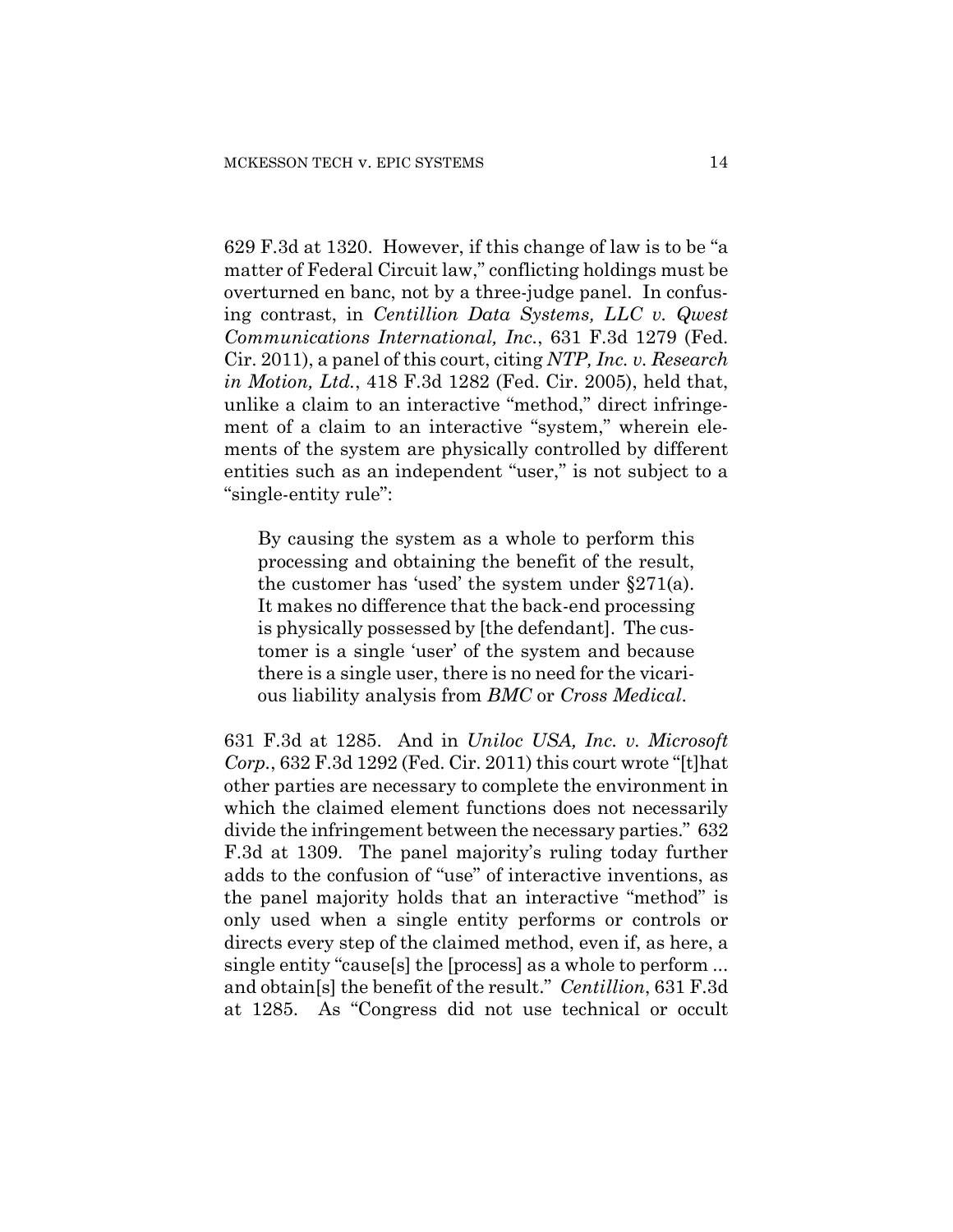629 F.3d at 1320. However, if this change of law is to be "a matter of Federal Circuit law," conflicting holdings must be overturned en banc, not by a three-judge panel. In confusing contrast, in *Centillion Data Systems, LLC v. Qwest Communications International, Inc.*, 631 F.3d 1279 (Fed. Cir. 2011), a panel of this court, citing *NTP, Inc. v. Research in Motion, Ltd.*, 418 F.3d 1282 (Fed. Cir. 2005), held that, unlike a claim to an interactive "method," direct infringement of a claim to an interactive "system," wherein elements of the system are physically controlled by different entities such as an independent "user," is not subject to a "single-entity rule":

> By causing the system as a whole to perform this processing and obtaining the benefit of the result, the customer has 'used' the system under §271(a). It makes no difference that the back-end processing is physically possessed by [the defendant]. The customer is a single 'user' of the system and because there is a single user, there is no need for the vicarious liability analysis from *BMC* or *Cross Medical*.

631 F.3d at 1285. And in *Uniloc USA, Inc. v. Microsoft Corp.*, 632 F.3d 1292 (Fed. Cir. 2011) this court wrote "[t]hat other parties are necessary to complete the environment in which the claimed element functions does not necessarily divide the infringement between the necessary parties." 632 F.3d at 1309. The panel majority's ruling today further adds to the confusion of "use" of interactive inventions, as the panel majority holds that an interactive "method" is only used when a single entity performs or controls or directs every step of the claimed method, even if, as here, a single entity "cause[s] the [process] as a whole to perform ... and obtain[s] the benefit of the result." *Centillion*, 631 F.3d at 1285. As "Congress did not use technical or occult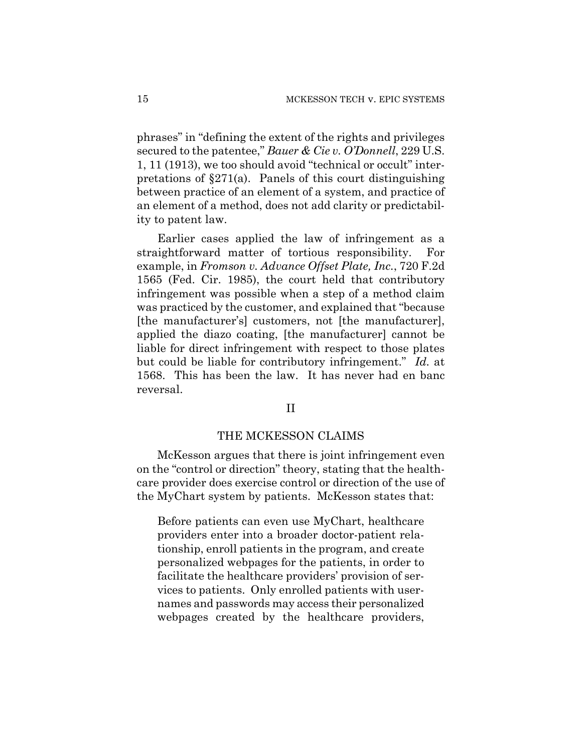phrases" in "defining the extent of the rights and privileges secured to the patentee," *Bauer & Cie v. O'Donnell*, 229 U.S. 1, 11 (1913), we too should avoid "technical or occult" interpretations of §271(a). Panels of this court distinguishing between practice of an element of a system, and practice of an element of a method, does not add clarity or predictability to patent law.

Earlier cases applied the law of infringement as a straightforward matter of tortious responsibility. For example, in *Fromson v. Advance Offset Plate, Inc.*, 720 F.2d 1565 (Fed. Cir. 1985), the court held that contributory infringement was possible when a step of a method claim was practiced by the customer, and explained that "because [the manufacturer's] customers, not [the manufacturer], applied the diazo coating, [the manufacturer] cannot be liable for direct infringement with respect to those plates but could be liable for contributory infringement." *Id.* at 1568. This has been the law. It has never had en banc reversal.

## II

## THE MCKESSON CLAIMS

McKesson argues that there is joint infringement even on the "control or direction" theory, stating that the healthcare provider does exercise control or direction of the use of the MyChart system by patients. McKesson states that:

> Before patients can even use MyChart, healthcare providers enter into a broader doctor-patient relationship, enroll patients in the program, and create personalized webpages for the patients, in order to facilitate the healthcare providers' provision of services to patients. Only enrolled patients with usernames and passwords may access their personalized webpages created by the healthcare providers,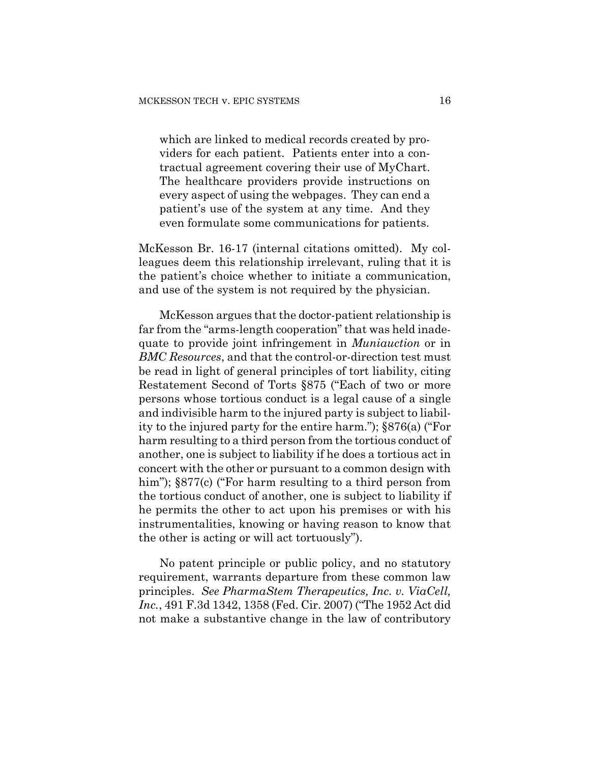> which are linked to medical records created by providers for each patient. Patients enter into a contractual agreement covering their use of MyChart. The healthcare providers provide instructions on every aspect of using the webpages. They can end a patient's use of the system at any time. And they even formulate some communications for patients.

McKesson Br. 16-17 (internal citations omitted). My colleagues deem this relationship irrelevant, ruling that it is the patient's choice whether to initiate a communication, and use of the system is not required by the physician.

McKesson argues that the doctor-patient relationship is far from the "arms-length cooperation" that was held inadequate to provide joint infringement in *Muniauction* or in *BMC Resources*, and that the control-or-direction test must be read in light of general principles of tort liability, citing Restatement Second of Torts §875 ("Each of two or more persons whose tortious conduct is a legal cause of a single and indivisible harm to the injured party is subject to liability to the injured party for the entire harm."); §876(a) ("For harm resulting to a third person from the tortious conduct of another, one is subject to liability if he does a tortious act in concert with the other or pursuant to a common design with him"); §877(c) ("For harm resulting to a third person from the tortious conduct of another, one is subject to liability if he permits the other to act upon his premises or with his instrumentalities, knowing or having reason to know that the other is acting or will act tortuously").

No patent principle or public policy, and no statutory requirement, warrants departure from these common law principles. *See PharmaStem Therapeutics, Inc. v. ViaCell, Inc.*, 491 F.3d 1342, 1358 (Fed. Cir. 2007) ("The 1952 Act did not make a substantive change in the law of contributory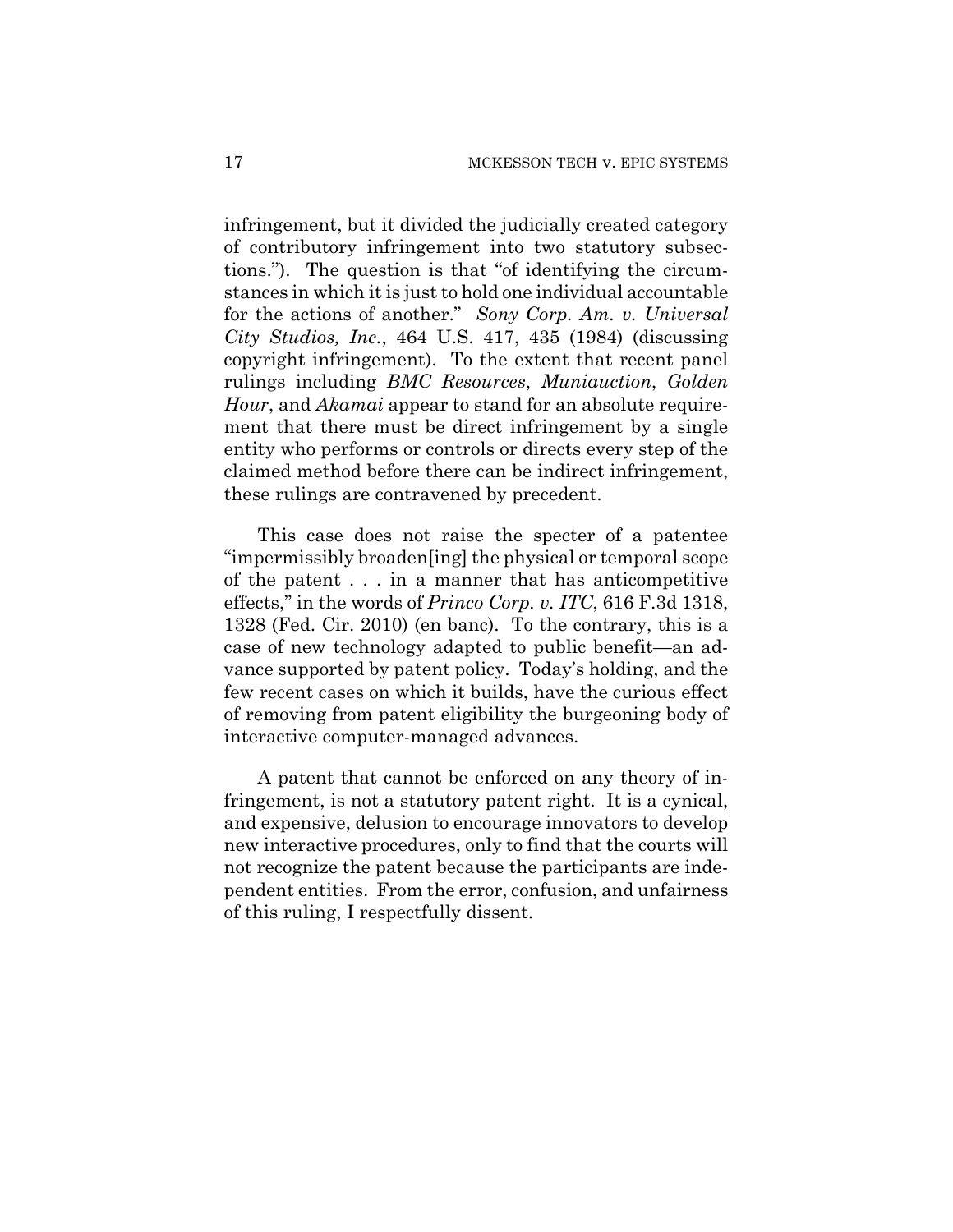infringement, but it divided the judicially created category of contributory infringement into two statutory subsections."). The question is that "of identifying the circumstances in which it is just to hold one individual accountable for the actions of another." *Sony Corp. Am. v. Universal City Studios, Inc.*, 464 U.S. 417, 435 (1984) (discussing copyright infringement). To the extent that recent panel rulings including *BMC Resources*, *Muniauction*, *Golden Hour*, and *Akamai* appear to stand for an absolute requirement that there must be direct infringement by a single entity who performs or controls or directs every step of the claimed method before there can be indirect infringement, these rulings are contravened by precedent.

This case does not raise the specter of a patentee "impermissibly broaden[ing] the physical or temporal scope of the patent . . . in a manner that has anticompetitive effects," in the words of *Princo Corp. v. ITC*, 616 F.3d 1318, 1328 (Fed. Cir. 2010) (en banc). To the contrary, this is a case of new technology adapted to public benefit—an advance supported by patent policy. Today's holding, and the few recent cases on which it builds, have the curious effect of removing from patent eligibility the burgeoning body of interactive computer-managed advances.

A patent that cannot be enforced on any theory of infringement, is not a statutory patent right. It is a cynical, and expensive, delusion to encourage innovators to develop new interactive procedures, only to find that the courts will not recognize the patent because the participants are independent entities. From the error, confusion, and unfairness of this ruling, I respectfully dissent.